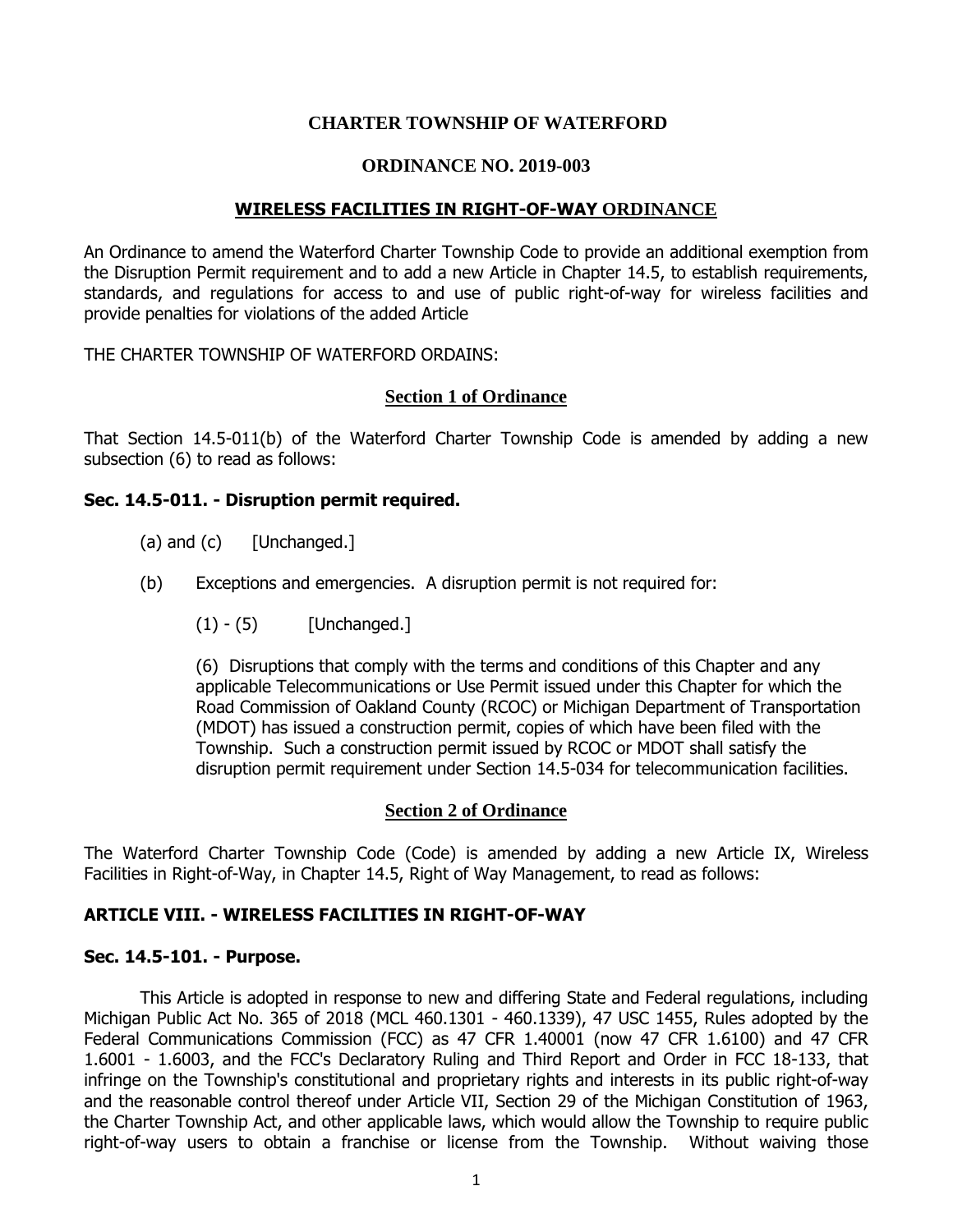# CHARTER TOWNSHIP OF WATERFORD

## ORDINANCE NO. 2019-003

## WIRELESS FACILITIES IN RIGHT-OF-WAY ORDINANCE

An Ordinance to amend the Waterford Charter Township Code to provide an additional exemption from the Disruption Permit requirement and to add a new Article in Chapter 14.5, to establish requirements, standards, and regulations for access to and use of public right-of-way for wireless facilities and provide penalties for violations of the added Article

THE CHARTER TOWNSHIP OF WATERFORD ORDAINS:

### Section 1 of Ordinance

That Section 14.5-011(b) of the Waterford Charter Township Code is amended by adding a new subsection (6) to read as follows:

**Sec. 14.5-011. - Disruption permit required.**

(a) and (c) [Unchanged.]

(b) Exceptions and emergencies. A disruption permit is not required for:

(1) - (5) [Unchanged.]

(6) Disruptions that comply with the terms and conditions of this Chapter and any applicable Telecommunications or Use Permit issued under this Chapter for which the Road Commission of Oakland County (RCOC) or Michigan Department of Transportation (MDOT) has issued a construction permit, copies of which have been filed with the Township. Such a construction permit issued by RCOC or MDOT shall satisfy the disruption permit requirement under Section 14.5-034 for telecommunication facilities.

### Section 2 of Ordinance

The Waterford Charter Township Code (Code) is amended by adding a new Article IX, Wireless Facilities in Right-of-Way, in Chapter 14.5, Right of Way Management, to read as follows:

**ARTICLE VIII. - WIRELESS FACILITIES IN RIGHT-OF-WAY**

**Sec. 14.5-101. - Purpose.**

This Article is adopted in response to new and differing State and Federal regulations, including Michigan Public Act No. 365 of 2018 (MCL 460.1301 - 460.1339), 47 USC 1455, Rules adopted by the Federal Communications Commission (FCC) as 47 CFR 1.40001 (now 47 CFR 1.6100) and 47 CFR 1.6001 - 1.6003, and the FCC's Declaratory Ruling and Third Report and Order in FCC 18-133, that infringe on the Township's constitutional and proprietary rights and interests in its public right-of-way and the reasonable control thereof under Article VII, Section 29 of the Michigan Constitution of 1963, the Charter Township Act, and other applicable laws, which would allow the Township to require public right-of-way users to obtain a franchise or license from the Township. Without waiving those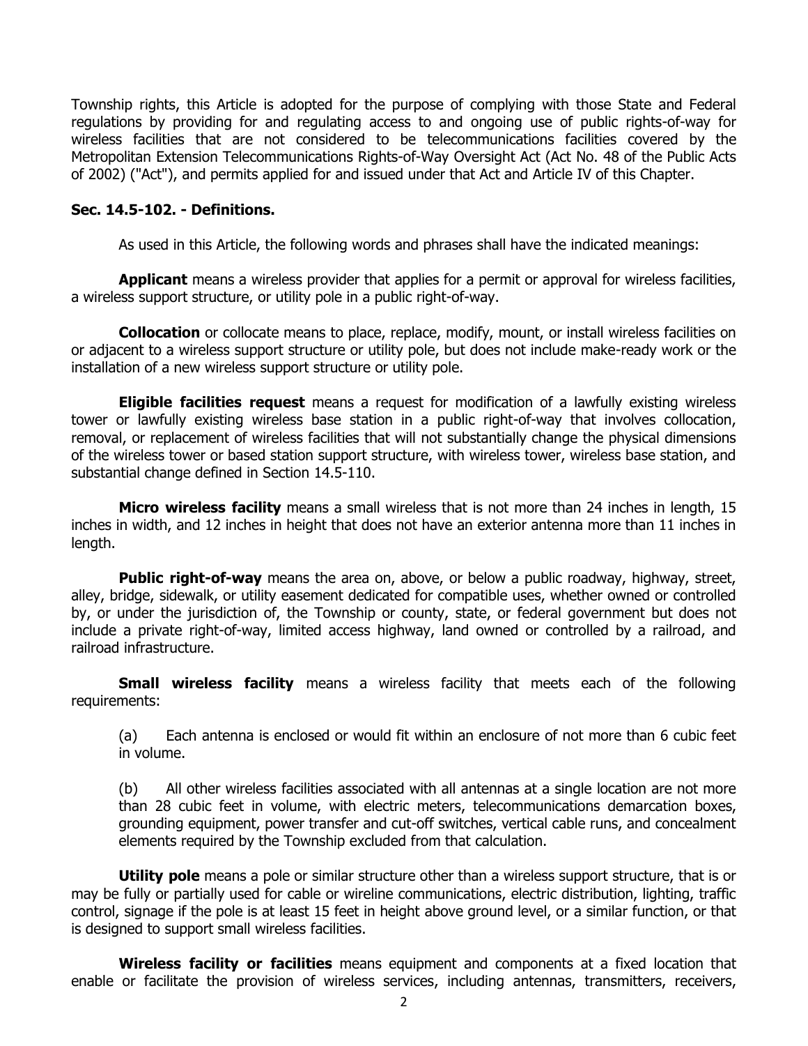Township rights, this Article is adopted for the purpose of complying with those State and Federal regulations by providing for and regulating access to and ongoing use of public rights-of-way for wireless facilities that are not considered to be telecommunications facilities covered by the Metropolitan Extension Telecommunications Rights-of-Way Oversight Act (Act No. 48 of the Public Acts of 2002) ("Act"), and permits applied for and issued under that Act and Article IV of this Chapter.

### Sec. 14.5-102. - Definitions.

As used in this Article, the following words and phrases shall have the indicated meanings:

**Applicant** means a wireless provider that applies for a permit or approval for wireless facilities, a wireless support structure, or utility pole in a public right-of-way.

**Collocation** or collocate means to place, replace, modify, mount, or install wireless facilities on or adjacent to a wireless support structure or utility pole, but does not include make-ready work or the installation of a new wireless support structure or utility pole.

**Eligible facilities request** means a request for modification of a lawfully existing wireless tower or lawfully existing wireless base station in a public right-of-way that involves collocation, removal, or replacement of wireless facilities that will not substantially change the physical dimensions of the wireless tower or based station support structure, with wireless tower, wireless base station, and substantial change defined in Section 14.5-110.

**Micro wireless facility** means a small wireless that is not more than 24 inches in length, 15 inches in width, and 12 inches in height that does not have an exterior antenna more than 11 inches in length.

**Public right-of-way** means the area on, above, or below a public roadway, highway, street, alley, bridge, sidewalk, or utility easement dedicated for compatible uses, whether owned or controlled by, or under the jurisdiction of, the Township or county, state, or federal government but does not include a private right-of-way, limited access highway, land owned or controlled by a railroad, and railroad infrastructure.

**Small wireless facility** means a wireless facility that meets each of the following requirements:

(a) Each antenna is enclosed or would fit within an enclosure of not more than 6 cubic feet in volume.

(b) All other wireless facilities associated with all antennas at a single location are not more than 28 cubic feet in volume, with electric meters, telecommunications demarcation boxes, grounding equipment, power transfer and cut-off switches, vertical cable runs, and concealment elements required by the Township excluded from that calculation.

**Utility pole** means a pole or similar structure other than a wireless support structure, that is or may be fully or partially used for cable or wireline communications, electric distribution, lighting, traffic control, signage if the pole is at least 15 feet in height above ground level, or a similar function, or that is designed to support small wireless facilities.

**Wireless facility or facilities** means equipment and components at a fixed location that enable or facilitate the provision of wireless services, including antennas, transmitters, receivers,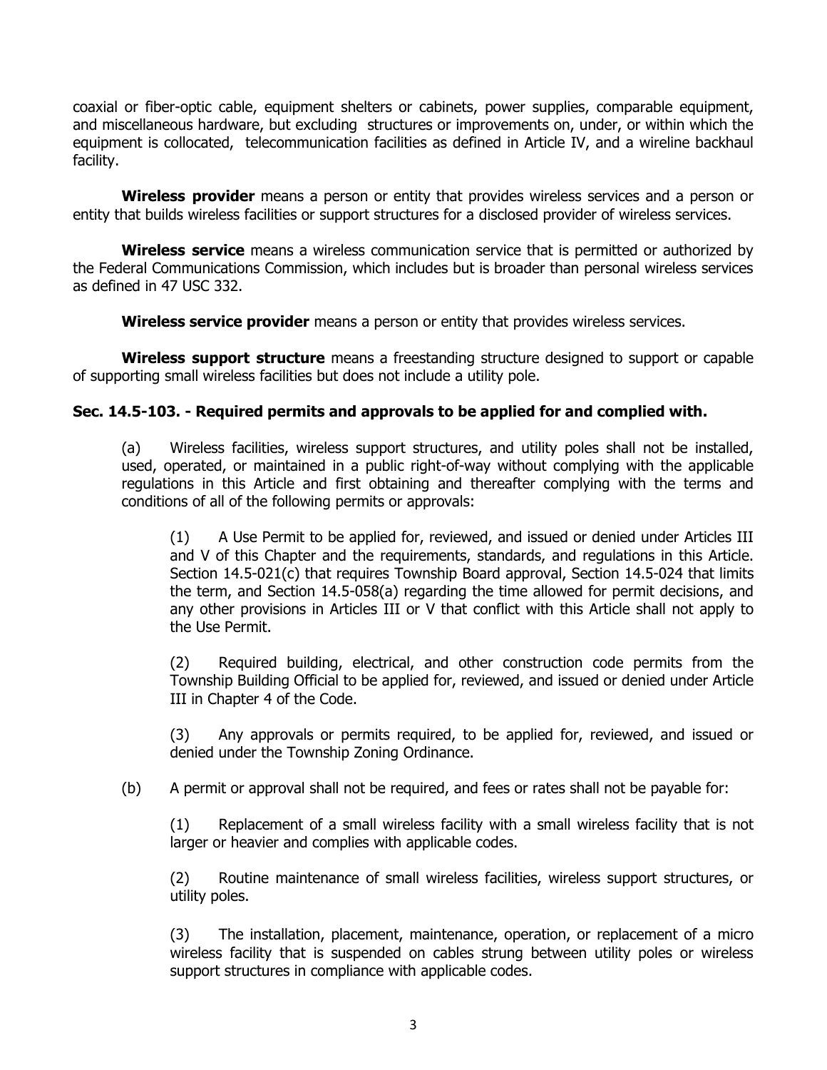coaxial or fiber-optic cable, equipment shelters or cabinets, power supplies, comparable equipment, and miscellaneous hardware, but excluding structures or improvements on, under, or within which the equipment is collocated, telecommunication facilities as defined in Article IV, and a wireline backhaul facility.

**Wireless provider** means a person or entity that provides wireless services and a person or entity that builds wireless facilities or support structures for a disclosed provider of wireless services.

**Wireless service** means a wireless communication service that is permitted or authorized by the Federal Communications Commission, which includes but is broader than personal wireless services as defined in 47 USC 332.

**Wireless service provider** means a person or entity that provides wireless services.

**Wireless support structure** means a freestanding structure designed to support or capable of supporting small wireless facilities but does not include a utility pole.

**Sec. 14.5-103. - Required permits and approvals to be applied for and complied with.**

(a) Wireless facilities, wireless support structures, and utility poles shall not be installed, used, operated, or maintained in a public right-of-way without complying with the applicable regulations in this Article and first obtaining and thereafter complying with the terms and conditions of all of the following permits or approvals:

(1) A Use Permit to be applied for, reviewed, and issued or denied under Articles III and V of this Chapter and the requirements, standards, and regulations in this Article. Section 14.5-021(c) that requires Township Board approval, Section 14.5-024 that limits the term, and Section 14.5-058(a) regarding the time allowed for permit decisions, and any other provisions in Articles III or V that conflict with this Article shall not apply to the Use Permit.

(2) Required building, electrical, and other construction code permits from the Township Building Official to be applied for, reviewed, and issued or denied under Article III in Chapter 4 of the Code.

(3) Any approvals or permits required, to be applied for, reviewed, and issued or denied under the Township Zoning Ordinance.

(b) A permit or approval shall not be required, and fees or rates shall not be payable for:

(1) Replacement of a small wireless facility with a small wireless facility that is not larger or heavier and complies with applicable codes.

(2) Routine maintenance of small wireless facilities, wireless support structures, or utility poles.

(3) The installation, placement, maintenance, operation, or replacement of a micro wireless facility that is suspended on cables strung between utility poles or wireless support structures in compliance with applicable codes.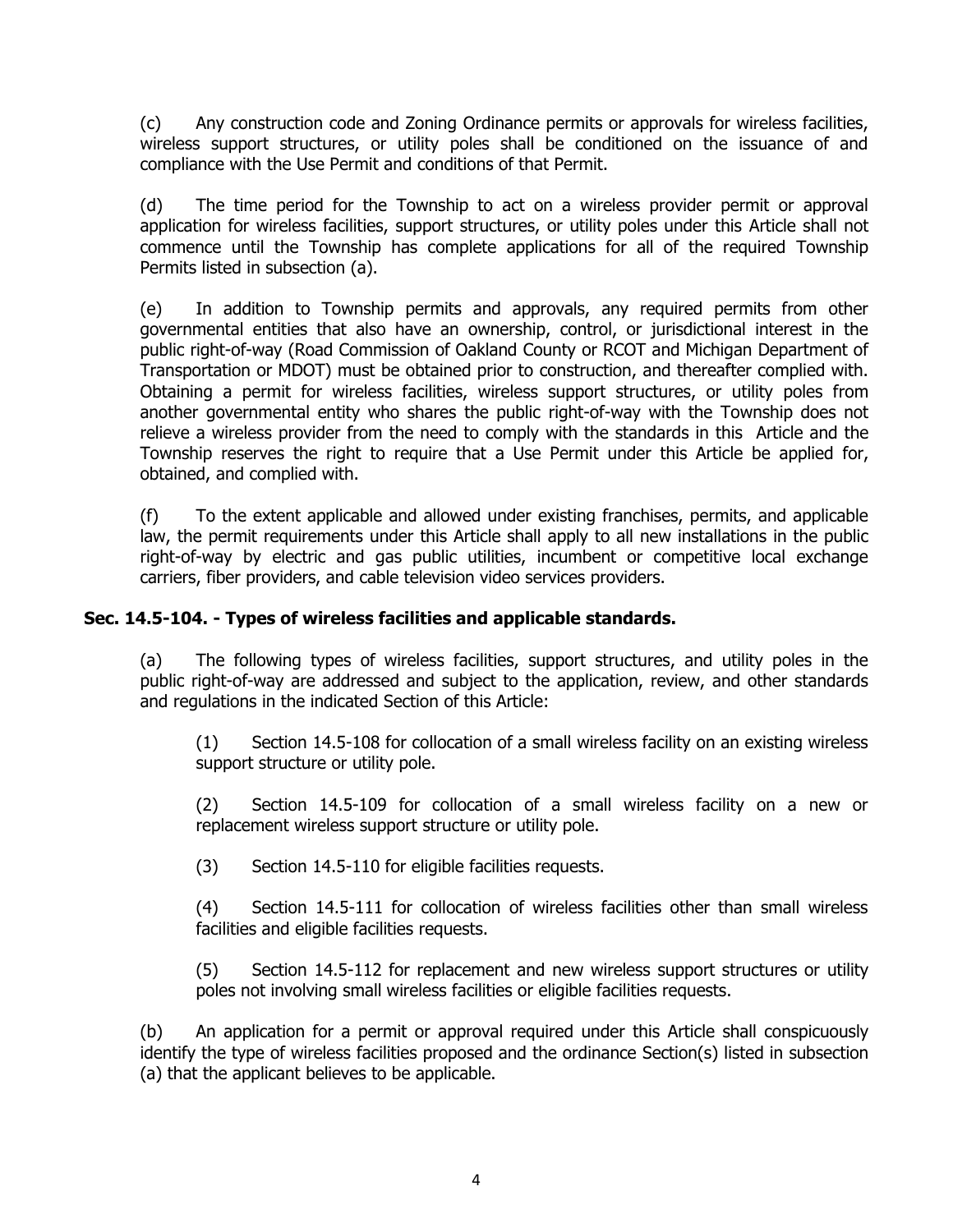(c) Any construction code and Zoning Ordinance permits or approvals for wireless facilities, wireless support structures, or utility poles shall be conditioned on the issuance of and compliance with the Use Permit and conditions of that Permit.

(d) The time period for the Township to act on a wireless provider permit or approval application for wireless facilities, support structures, or utility poles under this Article shall not commence until the Township has complete applications for all of the required Township Permits listed in subsection (a).

(e) In addition to Township permits and approvals, any required permits from other governmental entities that also have an ownership, control, or jurisdictional interest in the public right-of-way (Road Commission of Oakland County or RCOT and Michigan Department of Transportation or MDOT) must be obtained prior to construction, and thereafter complied with. Obtaining a permit for wireless facilities, wireless support structures, or utility poles from another governmental entity who shares the public right-of-way with the Township does not relieve a wireless provider from the need to comply with the standards in this Article and the Township reserves the right to require that a Use Permit under this Article be applied for, obtained, and complied with.

(f) To the extent applicable and allowed under existing franchises, permits, and applicable law, the permit requirements under this Article shall apply to all new installations in the public right-of-way by electric and gas public utilities, incumbent or competitive local exchange carriers, fiber providers, and cable television video services providers.

**Sec. 14.5-104. - Types of wireless facilities and applicable standards.**

(a) The following types of wireless facilities, support structures, and utility poles in the public right-of-way are addressed and subject to the application, review, and other standards and regulations in the indicated Section of this Article:

(1) Section 14.5-108 for collocation of a small wireless facility on an existing wireless support structure or utility pole.

(2) Section 14.5-109 for collocation of a small wireless facility on a new or replacement wireless support structure or utility pole.

(3) Section 14.5-110 for eligible facilities requests.

(4) Section 14.5-111 for collocation of wireless facilities other than small wireless facilities and eligible facilities requests.

(5) Section 14.5-112 for replacement and new wireless support structures or utility poles not involving small wireless facilities or eligible facilities requests.

(b) An application for a permit or approval required under this Article shall conspicuously identify the type of wireless facilities proposed and the ordinance Section(s) listed in subsection (a) that the applicant believes to be applicable.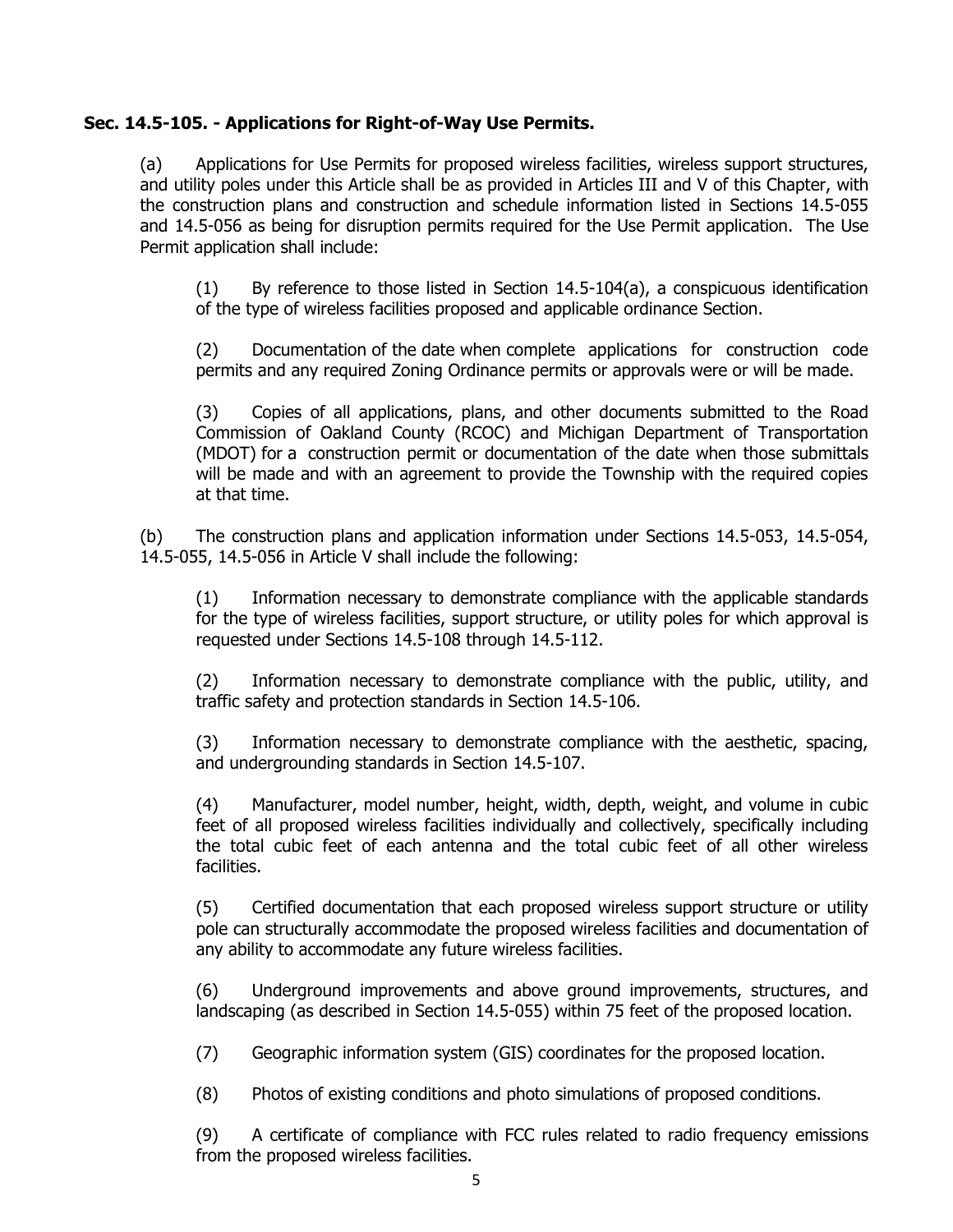**Sec. 14.5-105. - Applications for Right-of-Way Use Permits.**

(a) Applications for Use Permits for proposed wireless facilities, wireless support structures, and utility poles under this Article shall be as provided in Articles III and V of this Chapter, with the construction plans and construction and schedule information listed in Sections 14.5-055 and 14.5-056 as being for disruption permits required for the Use Permit application. The Use Permit application shall include:

(1) By reference to those listed in Section 14.5-104(a), a conspicuous identification of the type of wireless facilities proposed and applicable ordinance Section.

(2) Documentation of the date when complete applications for construction code permits and any required Zoning Ordinance permits or approvals were or will be made.

(3) Copies of all applications, plans, and other documents submitted to the Road Commission of Oakland County (RCOC) and Michigan Department of Transportation (MDOT) for a construction permit or documentation of the date when those submittals will be made and with an agreement to provide the Township with the required copies at that time.

(b) The construction plans and application information under Sections 14.5-053, 14.5-054, 14.5-055, 14.5-056 in Article V shall include the following:

(1) Information necessary to demonstrate compliance with the applicable standards for the type of wireless facilities, support structure, or utility poles for which approval is requested under Sections 14.5-108 through 14.5-112.

(2) Information necessary to demonstrate compliance with the public, utility, and traffic safety and protection standards in Section 14.5-106.

(3) Information necessary to demonstrate compliance with the aesthetic, spacing, and undergrounding standards in Section 14.5-107.

(4) Manufacturer, model number, height, width, depth, weight, and volume in cubic feet of all proposed wireless facilities individually and collectively, specifically including the total cubic feet of each antenna and the total cubic feet of all other wireless facilities.

(5) Certified documentation that each proposed wireless support structure or utility pole can structurally accommodate the proposed wireless facilities and documentation of any ability to accommodate any future wireless facilities.

(6) Underground improvements and above ground improvements, structures, and landscaping (as described in Section 14.5-055) within 75 feet of the proposed location.

(7) Geographic information system (GIS) coordinates for the proposed location.

(8) Photos of existing conditions and photo simulations of proposed conditions.

(9) A certificate of compliance with FCC rules related to radio frequency emissions from the proposed wireless facilities.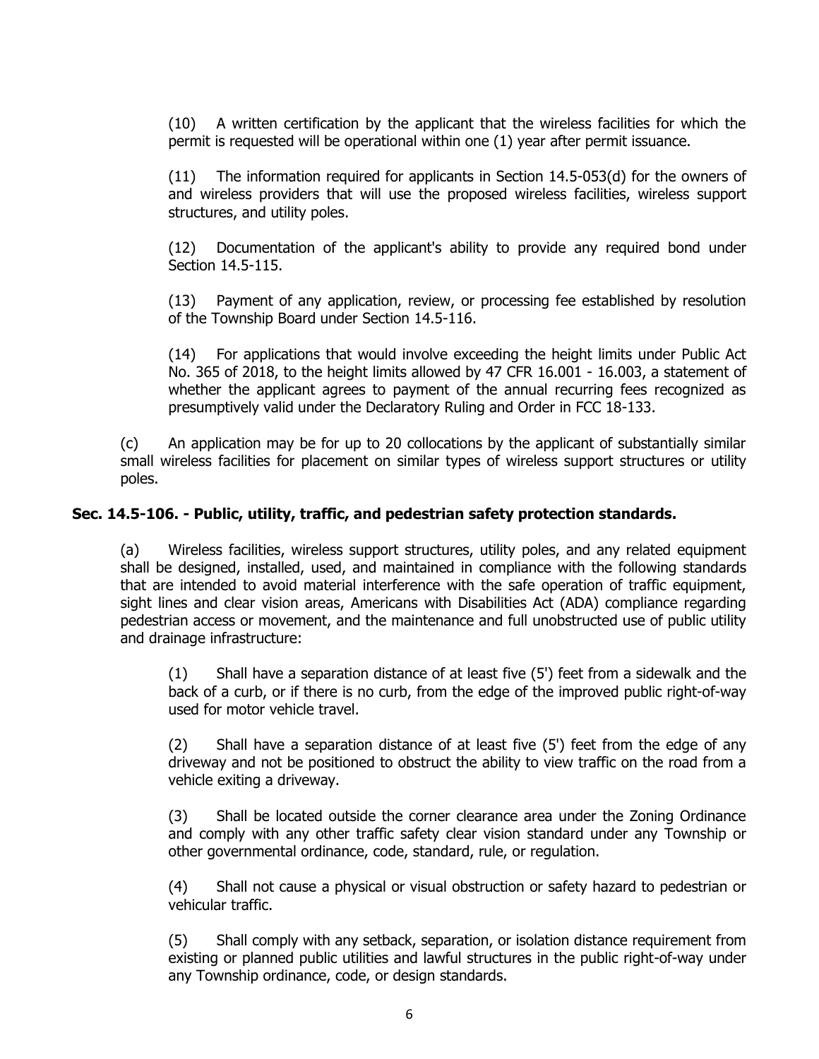(10) A written certification by the applicant that the wireless facilities for which the permit is requested will be operational within one (1) year after permit issuance.

(11) The information required for applicants in Section 14.5-053(d) for the owners of and wireless providers that will use the proposed wireless facilities, wireless support structures, and utility poles.

(12) Documentation of the applicant's ability to provide any required bond under Section 14.5-115.

(13) Payment of any application, review, or processing fee established by resolution of the Township Board under Section 14.5-116.

(14) For applications that would involve exceeding the height limits under Public Act No. 365 of 2018, to the height limits allowed by 47 CFR 16.001 - 16.003, a statement of whether the applicant agrees to payment of the annual recurring fees recognized as presumptively valid under the Declaratory Ruling and Order in FCC 18-133.

(c) An application may be for up to 20 collocations by the applicant of substantially similar small wireless facilities for placement on similar types of wireless support structures or utility poles.

**Sec. 14.5-106. - Public, utility, traffic, and pedestrian safety protection standards.**

(a) Wireless facilities, wireless support structures, utility poles, and any related equipment shall be designed, installed, used, and maintained in compliance with the following standards that are intended to avoid material interference with the safe operation of traffic equipment, sight lines and clear vision areas, Americans with Disabilities Act (ADA) compliance regarding pedestrian access or movement, and the maintenance and full unobstructed use of public utility and drainage infrastructure:

(1) Shall have a separation distance of at least five (5') feet from a sidewalk and the back of a curb, or if there is no curb, from the edge of the improved public right-of-way used for motor vehicle travel.

(2) Shall have a separation distance of at least five (5') feet from the edge of any driveway and not be positioned to obstruct the ability to view traffic on the road from a vehicle exiting a driveway.

(3) Shall be located outside the corner clearance area under the Zoning Ordinance and comply with any other traffic safety clear vision standard under any Township or other governmental ordinance, code, standard, rule, or regulation.

(4) Shall not cause a physical or visual obstruction or safety hazard to pedestrian or vehicular traffic.

(5) Shall comply with any setback, separation, or isolation distance requirement from existing or planned public utilities and lawful structures in the public right-of-way under any Township ordinance, code, or design standards.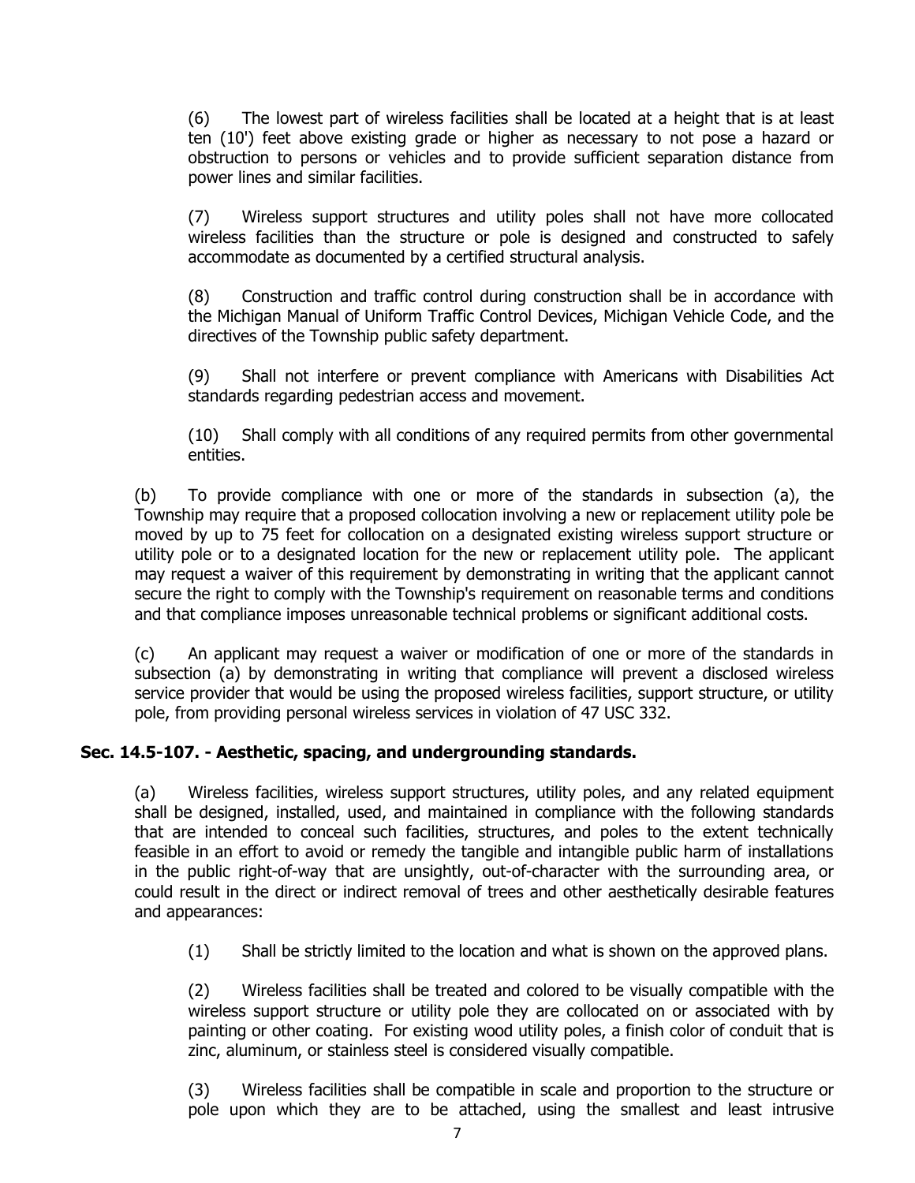(6) The lowest part of wireless facilities shall be located at a height that is at least ten (10') feet above existing grade or higher as necessary to not pose a hazard or obstruction to persons or vehicles and to provide sufficient separation distance from power lines and similar facilities.

(7) Wireless support structures and utility poles shall not have more collocated wireless facilities than the structure or pole is designed and constructed to safely accommodate as documented by a certified structural analysis.

(8) Construction and traffic control during construction shall be in accordance with the Michigan Manual of Uniform Traffic Control Devices, Michigan Vehicle Code, and the directives of the Township public safety department.

(9) Shall not interfere or prevent compliance with Americans with Disabilities Act standards regarding pedestrian access and movement.

(10) Shall comply with all conditions of any required permits from other governmental entities.

(b) To provide compliance with one or more of the standards in subsection (a), the Township may require that a proposed collocation involving a new or replacement utility pole be moved by up to 75 feet for collocation on a designated existing wireless support structure or utility pole or to a designated location for the new or replacement utility pole. The applicant may request a waiver of this requirement by demonstrating in writing that the applicant cannot secure the right to comply with the Township's requirement on reasonable terms and conditions and that compliance imposes unreasonable technical problems or significant additional costs.

(c) An applicant may request a waiver or modification of one or more of the standards in subsection (a) by demonstrating in writing that compliance will prevent a disclosed wireless service provider that would be using the proposed wireless facilities, support structure, or utility pole, from providing personal wireless services in violation of 47 USC 332.

**Sec. 14.5-107. - Aesthetic, spacing, and undergrounding standards.**

(a) Wireless facilities, wireless support structures, utility poles, and any related equipment shall be designed, installed, used, and maintained in compliance with the following standards that are intended to conceal such facilities, structures, and poles to the extent technically feasible in an effort to avoid or remedy the tangible and intangible public harm of installations in the public right-of-way that are unsightly, out-of-character with the surrounding area, or could result in the direct or indirect removal of trees and other aesthetically desirable features and appearances:

(1) Shall be strictly limited to the location and what is shown on the approved plans.

(2) Wireless facilities shall be treated and colored to be visually compatible with the wireless support structure or utility pole they are collocated on or associated with by painting or other coating. For existing wood utility poles, a finish color of conduit that is zinc, aluminum, or stainless steel is considered visually compatible.

(3) Wireless facilities shall be compatible in scale and proportion to the structure or pole upon which they are to be attached, using the smallest and least intrusive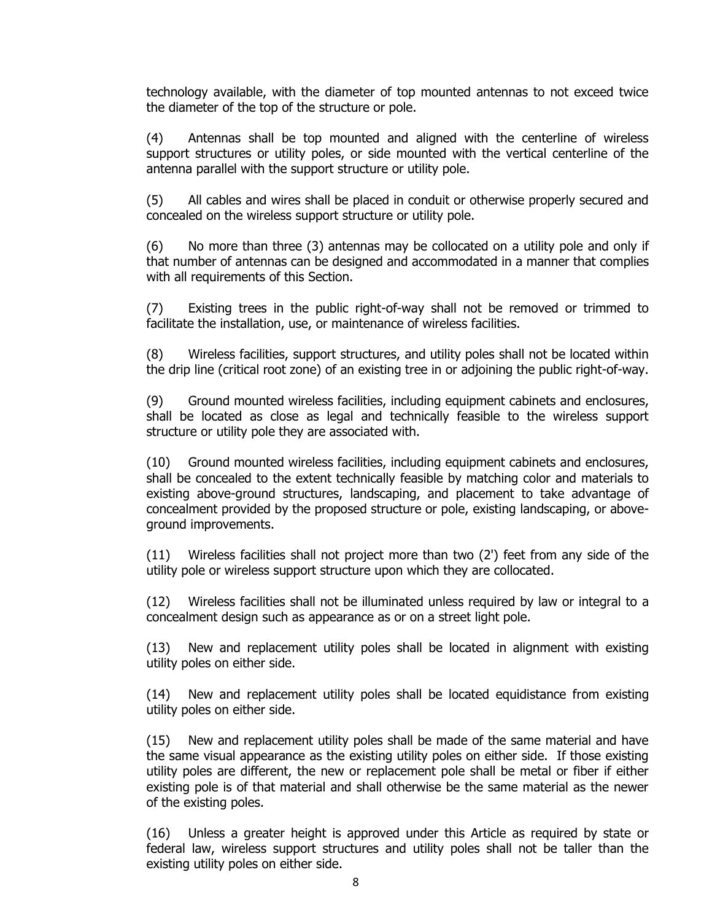technology available, with the diameter of top mounted antennas to not exceed twice the diameter of the top of the structure or pole.

(4) Antennas shall be top mounted and aligned with the centerline of wireless support structures or utility poles, or side mounted with the vertical centerline of the antenna parallel with the support structure or utility pole.

(5) All cables and wires shall be placed in conduit or otherwise properly secured and concealed on the wireless support structure or utility pole.

(6) No more than three (3) antennas may be collocated on a utility pole and only if that number of antennas can be designed and accommodated in a manner that complies with all requirements of this Section.

(7) Existing trees in the public right-of-way shall not be removed or trimmed to facilitate the installation, use, or maintenance of wireless facilities.

(8) Wireless facilities, support structures, and utility poles shall not be located within the drip line (critical root zone) of an existing tree in or adjoining the public right-of-way.

(9) Ground mounted wireless facilities, including equipment cabinets and enclosures, shall be located as close as legal and technically feasible to the wireless support structure or utility pole they are associated with.

(10) Ground mounted wireless facilities, including equipment cabinets and enclosures, shall be concealed to the extent technically feasible by matching color and materials to existing above-ground structures, landscaping, and placement to take advantage of concealment provided by the proposed structure or pole, existing landscaping, or above-ground improvements.

(11) Wireless facilities shall not project more than two (2') feet from any side of the utility pole or wireless support structure upon which they are collocated.

(12) Wireless facilities shall not be illuminated unless required by law or integral to a concealment design such as appearance as or on a street light pole.

(13) New and replacement utility poles shall be located in alignment with existing utility poles on either side.

(14) New and replacement utility poles shall be located equidistance from existing utility poles on either side.

(15) New and replacement utility poles shall be made of the same material and have the same visual appearance as the existing utility poles on either side. If those existing utility poles are different, the new or replacement pole shall be metal or fiber if either existing pole is of that material and shall otherwise be the same material as the newer of the existing poles.

(16) Unless a greater height is approved under this Article as required by state or federal law, wireless support structures and utility poles shall not be taller than the existing utility poles on either side.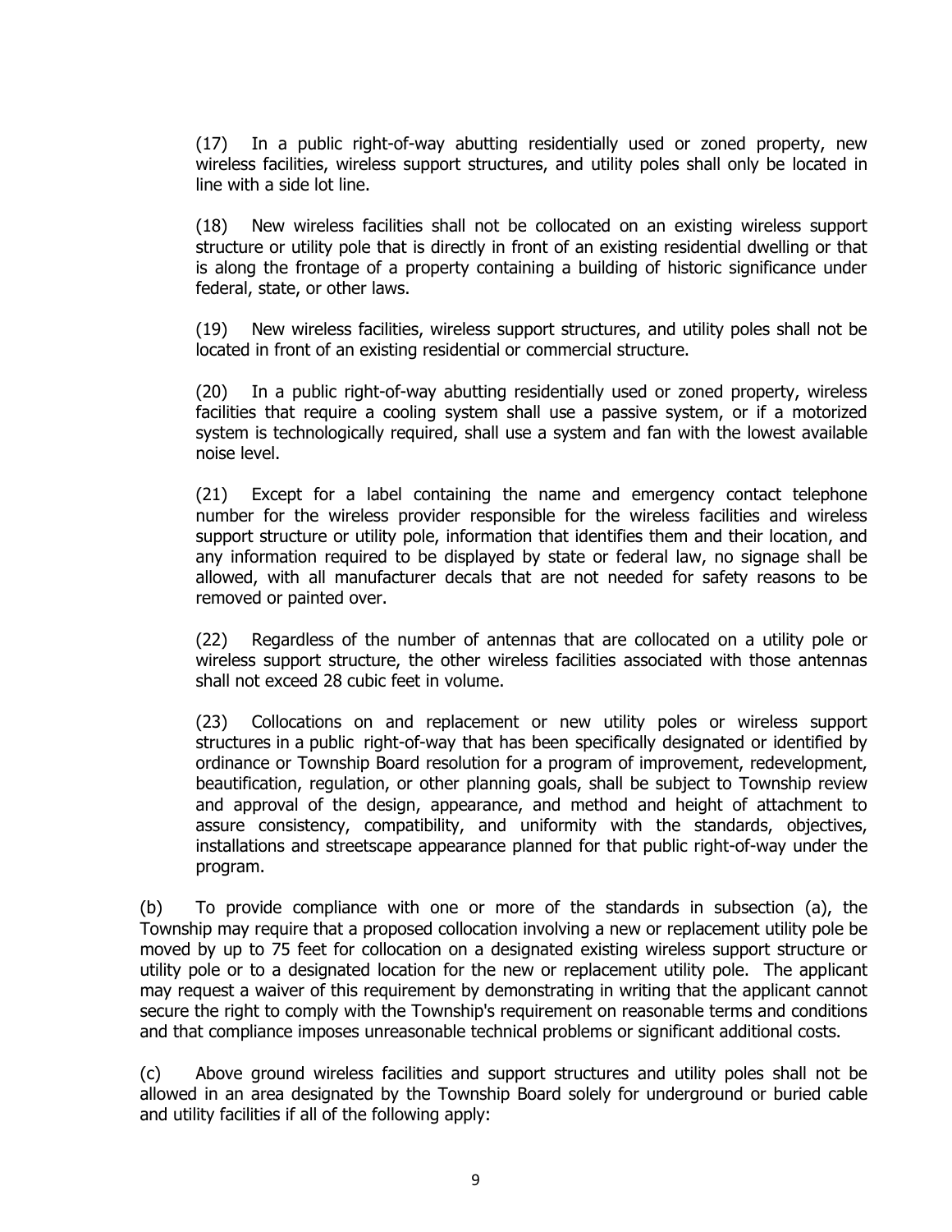(17) In a public right-of-way abutting residentially used or zoned property, new wireless facilities, wireless support structures, and utility poles shall only be located in line with a side lot line.

(18) New wireless facilities shall not be collocated on an existing wireless support structure or utility pole that is directly in front of an existing residential dwelling or that is along the frontage of a property containing a building of historic significance under federal, state, or other laws.

(19) New wireless facilities, wireless support structures, and utility poles shall not be located in front of an existing residential or commercial structure.

(20) In a public right-of-way abutting residentially used or zoned property, wireless facilities that require a cooling system shall use a passive system, or if a motorized system is technologically required, shall use a system and fan with the lowest available noise level.

(21) Except for a label containing the name and emergency contact telephone number for the wireless provider responsible for the wireless facilities and wireless support structure or utility pole, information that identifies them and their location, and any information required to be displayed by state or federal law, no signage shall be allowed, with all manufacturer decals that are not needed for safety reasons to be removed or painted over.

(22) Regardless of the number of antennas that are collocated on a utility pole or wireless support structure, the other wireless facilities associated with those antennas shall not exceed 28 cubic feet in volume.

(23) Collocations on and replacement or new utility poles or wireless support structures in a public right-of-way that has been specifically designated or identified by ordinance or Township Board resolution for a program of improvement, redevelopment, beautification, regulation, or other planning goals, shall be subject to Township review and approval of the design, appearance, and method and height of attachment to assure consistency, compatibility, and uniformity with the standards, objectives, installations and streetscape appearance planned for that public right-of-way under the program.

(b) To provide compliance with one or more of the standards in subsection (a), the Township may require that a proposed collocation involving a new or replacement utility pole be moved by up to 75 feet for collocation on a designated existing wireless support structure or utility pole or to a designated location for the new or replacement utility pole. The applicant may request a waiver of this requirement by demonstrating in writing that the applicant cannot secure the right to comply with the Township's requirement on reasonable terms and conditions and that compliance imposes unreasonable technical problems or significant additional costs.

(c) Above ground wireless facilities and support structures and utility poles shall not be allowed in an area designated by the Township Board solely for underground or buried cable and utility facilities if all of the following apply: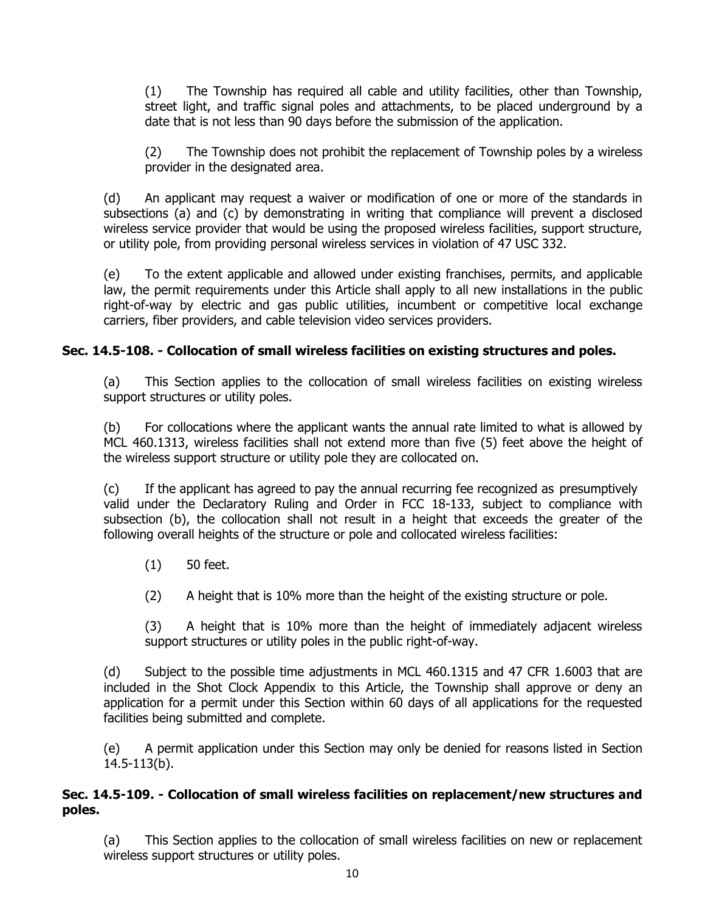(1) The Township has required all cable and utility facilities, other than Township, street light, and traffic signal poles and attachments, to be placed underground by a date that is not less than 90 days before the submission of the application.

(2) The Township does not prohibit the replacement of Township poles by a wireless provider in the designated area.

(d) An applicant may request a waiver or modification of one or more of the standards in subsections (a) and (c) by demonstrating in writing that compliance will prevent a disclosed wireless service provider that would be using the proposed wireless facilities, support structure, or utility pole, from providing personal wireless services in violation of 47 USC 332.

(e) To the extent applicable and allowed under existing franchises, permits, and applicable law, the permit requirements under this Article shall apply to all new installations in the public right-of-way by electric and gas public utilities, incumbent or competitive local exchange carriers, fiber providers, and cable television video services providers.

**Sec. 14.5-108. - Collocation of small wireless facilities on existing structures and poles.**

(a) This Section applies to the collocation of small wireless facilities on existing wireless support structures or utility poles.

(b) For collocations where the applicant wants the annual rate limited to what is allowed by MCL 460.1313, wireless facilities shall not extend more than five (5) feet above the height of the wireless support structure or utility pole they are collocated on.

(c) If the applicant has agreed to pay the annual recurring fee recognized as presumptively valid under the Declaratory Ruling and Order in FCC 18-133, subject to compliance with subsection (b), the collocation shall not result in a height that exceeds the greater of the following overall heights of the structure or pole and collocated wireless facilities:

(1) 50 feet.

(2) A height that is 10% more than the height of the existing structure or pole.

(3) A height that is 10% more than the height of immediately adjacent wireless support structures or utility poles in the public right-of-way.

(d) Subject to the possible time adjustments in MCL 460.1315 and 47 CFR 1.6003 that are included in the Shot Clock Appendix to this Article, the Township shall approve or deny an application for a permit under this Section within 60 days of all applications for the requested facilities being submitted and complete.

(e) A permit application under this Section may only be denied for reasons listed in Section 14.5-113(b).

**Sec. 14.5-109. - Collocation of small wireless facilities on replacement/new structures and poles.**

(a) This Section applies to the collocation of small wireless facilities on new or replacement wireless support structures or utility poles.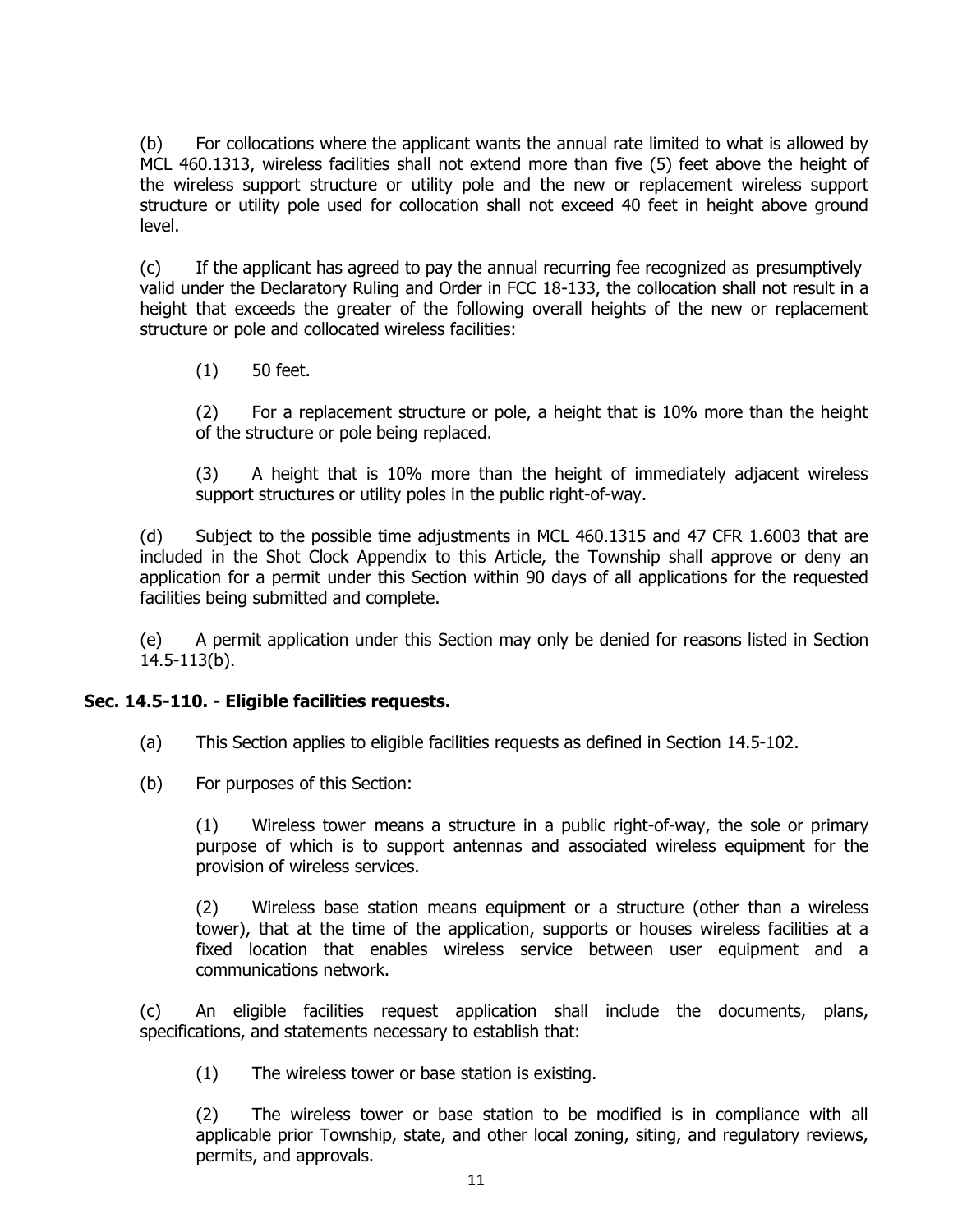(b) For collocations where the applicant wants the annual rate limited to what is allowed by MCL 460.1313, wireless facilities shall not extend more than five (5) feet above the height of the wireless support structure or utility pole and the new or replacement wireless support structure or utility pole used for collocation shall not exceed 40 feet in height above ground level.

(c) If the applicant has agreed to pay the annual recurring fee recognized as presumptively valid under the Declaratory Ruling and Order in FCC 18-133, the collocation shall not result in a height that exceeds the greater of the following overall heights of the new or replacement structure or pole and collocated wireless facilities:

> (1) 50 feet.
>
> (2) For a replacement structure or pole, a height that is 10% more than the height of the structure or pole being replaced.
>
> (3) A height that is 10% more than the height of immediately adjacent wireless support structures or utility poles in the public right-of-way.

(d) Subject to the possible time adjustments in MCL 460.1315 and 47 CFR 1.6003 that are included in the Shot Clock Appendix to this Article, the Township shall approve or deny an application for a permit under this Section within 90 days of all applications for the requested facilities being submitted and complete.

(e) A permit application under this Section may only be denied for reasons listed in Section 14.5-113(b).

**Sec. 14.5-110. - Eligible facilities requests.**

> (a) This Section applies to eligible facilities requests as defined in Section 14.5-102.
>
> (b) For purposes of this Section:
>
> > (1) Wireless tower means a structure in a public right-of-way, the sole or primary purpose of which is to support antennas and associated wireless equipment for the provision of wireless services.
> >
> > (2) Wireless base station means equipment or a structure (other than a wireless tower), that at the time of the application, supports or houses wireless facilities at a fixed location that enables wireless service between user equipment and a communications network.

(c) An eligible facilities request application shall include the documents, plans, specifications, and statements necessary to establish that:

> (1) The wireless tower or base station is existing.
>
> (2) The wireless tower or base station to be modified is in compliance with all applicable prior Township, state, and other local zoning, siting, and regulatory reviews, permits, and approvals.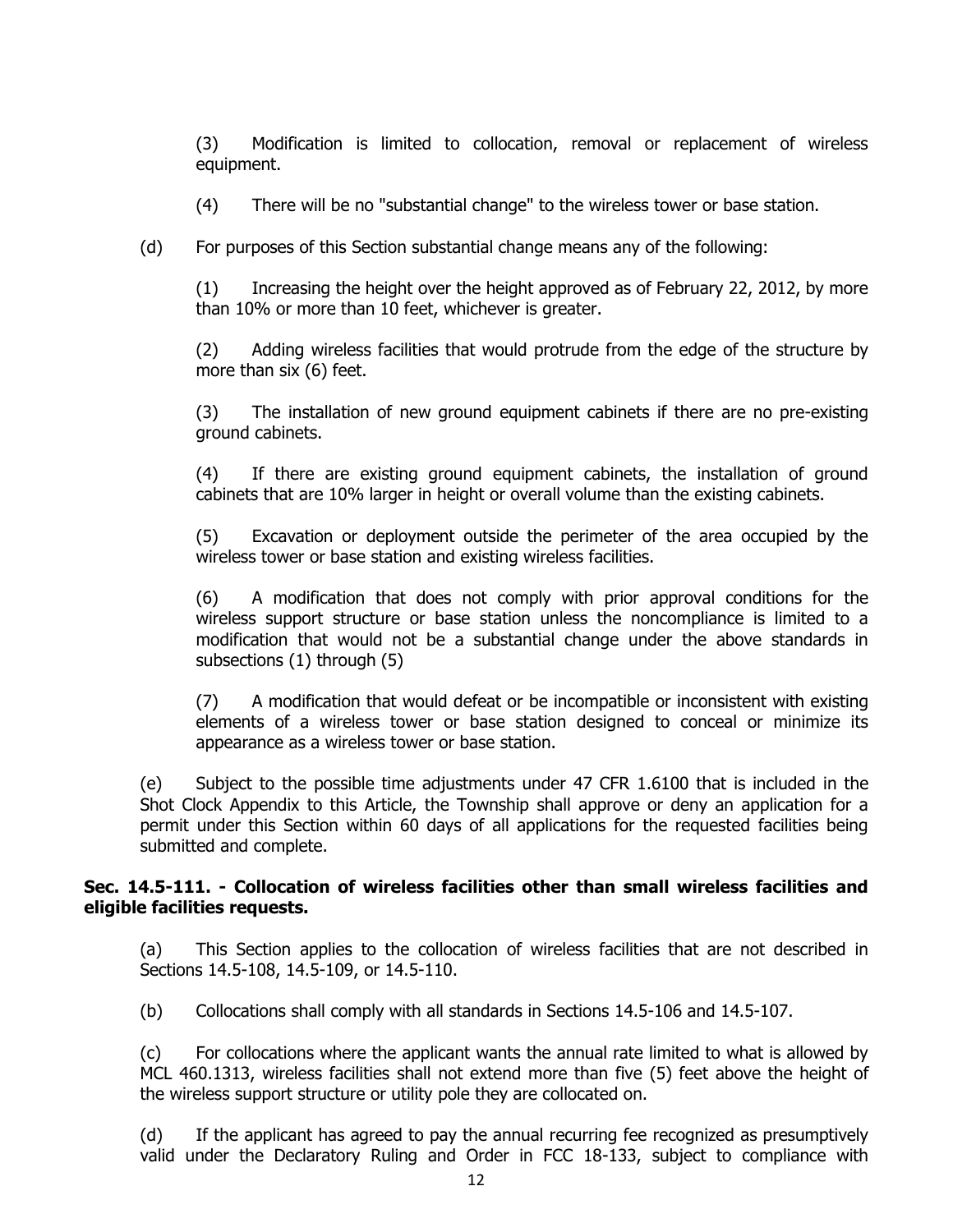(3) Modification is limited to collocation, removal or replacement of wireless equipment.

(4) There will be no "substantial change" to the wireless tower or base station.

(d) For purposes of this Section substantial change means any of the following:

(1) Increasing the height over the height approved as of February 22, 2012, by more than 10% or more than 10 feet, whichever is greater.

(2) Adding wireless facilities that would protrude from the edge of the structure by more than six (6) feet.

(3) The installation of new ground equipment cabinets if there are no pre-existing ground cabinets.

(4) If there are existing ground equipment cabinets, the installation of ground cabinets that are 10% larger in height or overall volume than the existing cabinets.

(5) Excavation or deployment outside the perimeter of the area occupied by the wireless tower or base station and existing wireless facilities.

(6) A modification that does not comply with prior approval conditions for the wireless support structure or base station unless the noncompliance is limited to a modification that would not be a substantial change under the above standards in subsections (1) through (5)

(7) A modification that would defeat or be incompatible or inconsistent with existing elements of a wireless tower or base station designed to conceal or minimize its appearance as a wireless tower or base station.

(e) Subject to the possible time adjustments under 47 CFR 1.6100 that is included in the Shot Clock Appendix to this Article, the Township shall approve or deny an application for a permit under this Section within 60 days of all applications for the requested facilities being submitted and complete.

**Sec. 14.5-111. - Collocation of wireless facilities other than small wireless facilities and eligible facilities requests.**

(a) This Section applies to the collocation of wireless facilities that are not described in Sections 14.5-108, 14.5-109, or 14.5-110.

(b) Collocations shall comply with all standards in Sections 14.5-106 and 14.5-107.

(c) For collocations where the applicant wants the annual rate limited to what is allowed by MCL 460.1313, wireless facilities shall not extend more than five (5) feet above the height of the wireless support structure or utility pole they are collocated on.

(d) If the applicant has agreed to pay the annual recurring fee recognized as presumptively valid under the Declaratory Ruling and Order in FCC 18-133, subject to compliance with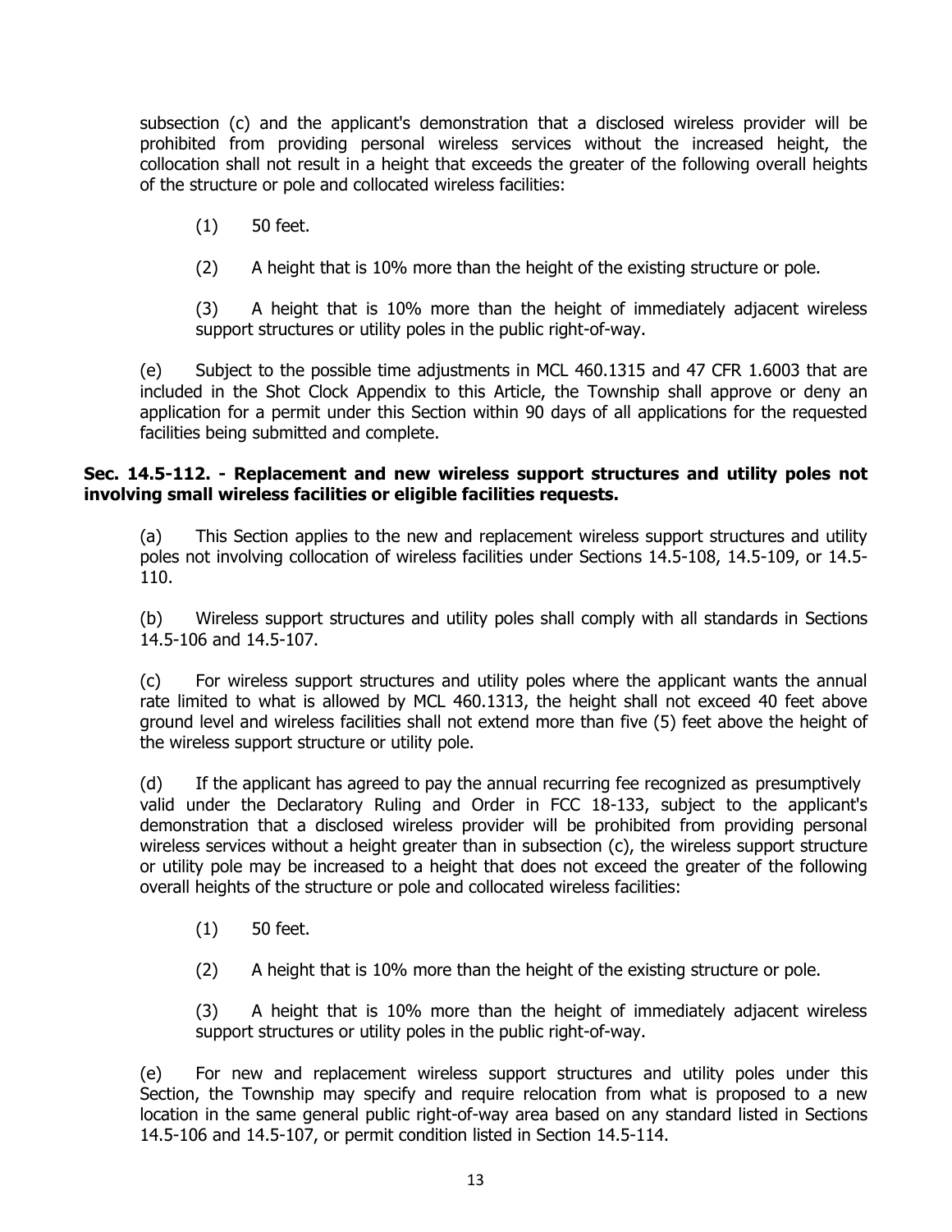subsection (c) and the applicant's demonstration that a disclosed wireless provider will be prohibited from providing personal wireless services without the increased height, the collocation shall not result in a height that exceeds the greater of the following overall heights of the structure or pole and collocated wireless facilities:

(1) 50 feet.

(2) A height that is 10% more than the height of the existing structure or pole.

(3) A height that is 10% more than the height of immediately adjacent wireless support structures or utility poles in the public right-of-way.

(e) Subject to the possible time adjustments in MCL 460.1315 and 47 CFR 1.6003 that are included in the Shot Clock Appendix to this Article, the Township shall approve or deny an application for a permit under this Section within 90 days of all applications for the requested facilities being submitted and complete.

**Sec. 14.5-112. - Replacement and new wireless support structures and utility poles not involving small wireless facilities or eligible facilities requests.**

(a) This Section applies to the new and replacement wireless support structures and utility poles not involving collocation of wireless facilities under Sections 14.5-108, 14.5-109, or 14.5-110.

(b) Wireless support structures and utility poles shall comply with all standards in Sections 14.5-106 and 14.5-107.

(c) For wireless support structures and utility poles where the applicant wants the annual rate limited to what is allowed by MCL 460.1313, the height shall not exceed 40 feet above ground level and wireless facilities shall not extend more than five (5) feet above the height of the wireless support structure or utility pole.

(d) If the applicant has agreed to pay the annual recurring fee recognized as presumptively valid under the Declaratory Ruling and Order in FCC 18-133, subject to the applicant's demonstration that a disclosed wireless provider will be prohibited from providing personal wireless services without a height greater than in subsection (c), the wireless support structure or utility pole may be increased to a height that does not exceed the greater of the following overall heights of the structure or pole and collocated wireless facilities:

(1) 50 feet.

(2) A height that is 10% more than the height of the existing structure or pole.

(3) A height that is 10% more than the height of immediately adjacent wireless support structures or utility poles in the public right-of-way.

(e) For new and replacement wireless support structures and utility poles under this Section, the Township may specify and require relocation from what is proposed to a new location in the same general public right-of-way area based on any standard listed in Sections 14.5-106 and 14.5-107, or permit condition listed in Section 14.5-114.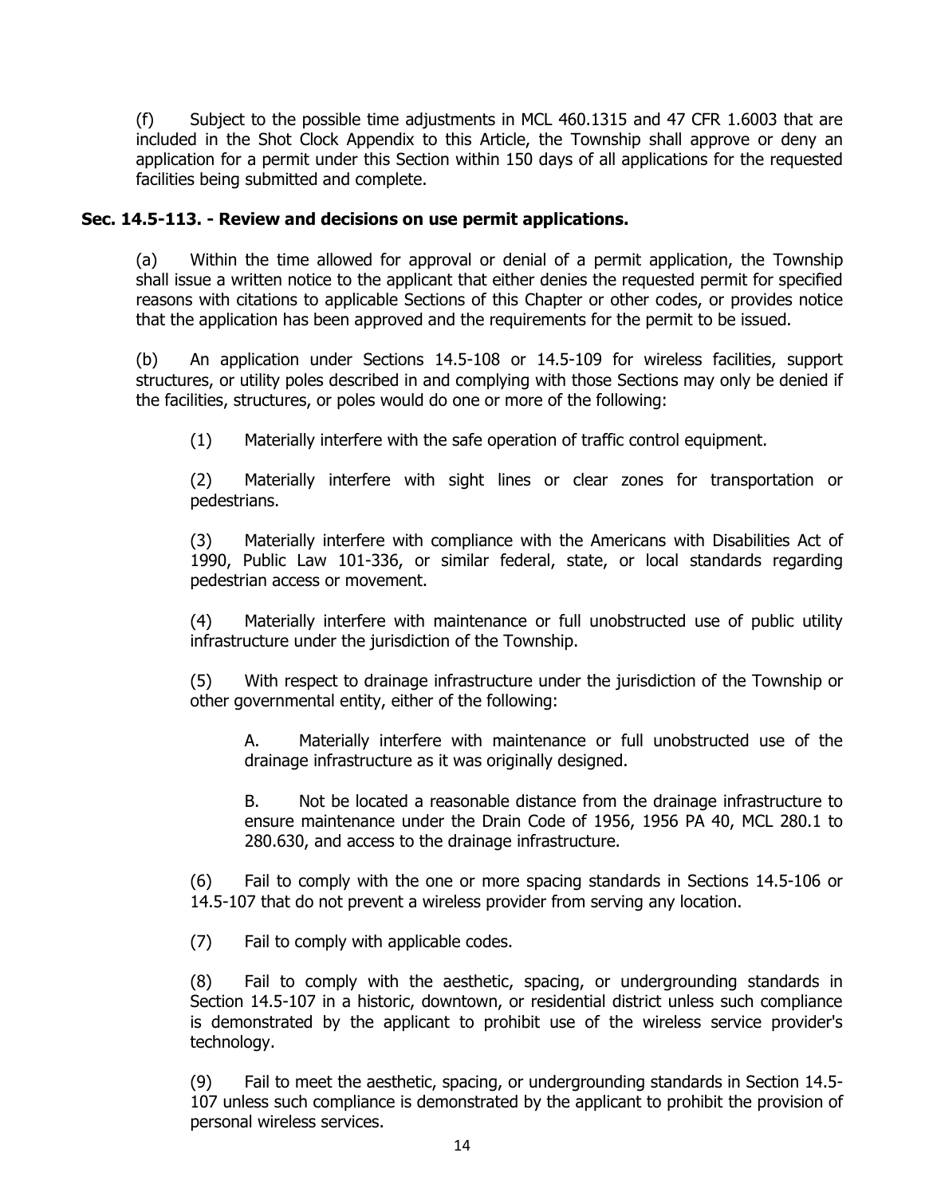(f) Subject to the possible time adjustments in MCL 460.1315 and 47 CFR 1.6003 that are included in the Shot Clock Appendix to this Article, the Township shall approve or deny an application for a permit under this Section within 150 days of all applications for the requested facilities being submitted and complete.

### Sec. 14.5-113. - Review and decisions on use permit applications.

(a) Within the time allowed for approval or denial of a permit application, the Township shall issue a written notice to the applicant that either denies the requested permit for specified reasons with citations to applicable Sections of this Chapter or other codes, or provides notice that the application has been approved and the requirements for the permit to be issued.

(b) An application under Sections 14.5-108 or 14.5-109 for wireless facilities, support structures, or utility poles described in and complying with those Sections may only be denied if the facilities, structures, or poles would do one or more of the following:

(1) Materially interfere with the safe operation of traffic control equipment.

(2) Materially interfere with sight lines or clear zones for transportation or pedestrians.

(3) Materially interfere with compliance with the Americans with Disabilities Act of 1990, Public Law 101-336, or similar federal, state, or local standards regarding pedestrian access or movement.

(4) Materially interfere with maintenance or full unobstructed use of public utility infrastructure under the jurisdiction of the Township.

(5) With respect to drainage infrastructure under the jurisdiction of the Township or other governmental entity, either of the following:

A. Materially interfere with maintenance or full unobstructed use of the drainage infrastructure as it was originally designed.

B. Not be located a reasonable distance from the drainage infrastructure to ensure maintenance under the Drain Code of 1956, 1956 PA 40, MCL 280.1 to 280.630, and access to the drainage infrastructure.

(6) Fail to comply with the one or more spacing standards in Sections 14.5-106 or 14.5-107 that do not prevent a wireless provider from serving any location.

(7) Fail to comply with applicable codes.

(8) Fail to comply with the aesthetic, spacing, or undergrounding standards in Section 14.5-107 in a historic, downtown, or residential district unless such compliance is demonstrated by the applicant to prohibit use of the wireless service provider's technology.

(9) Fail to meet the aesthetic, spacing, or undergrounding standards in Section 14.5-107 unless such compliance is demonstrated by the applicant to prohibit the provision of personal wireless services.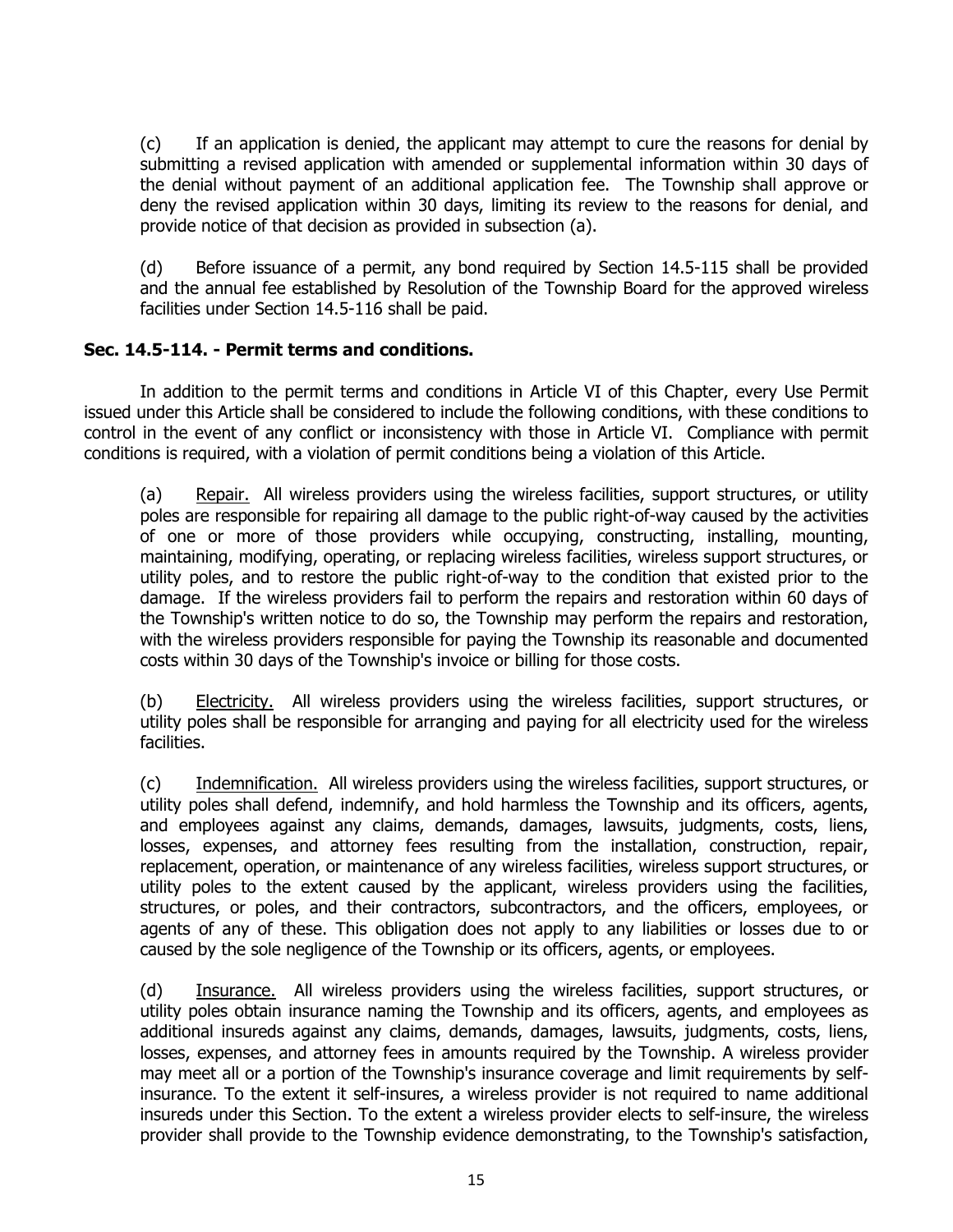(c) If an application is denied, the applicant may attempt to cure the reasons for denial by submitting a revised application with amended or supplemental information within 30 days of the denial without payment of an additional application fee. The Township shall approve or deny the revised application within 30 days, limiting its review to the reasons for denial, and provide notice of that decision as provided in subsection (a).

(d) Before issuance of a permit, any bond required by Section 14.5-115 shall be provided and the annual fee established by Resolution of the Township Board for the approved wireless facilities under Section 14.5-116 shall be paid.

### Sec. 14.5-114. - Permit terms and conditions.

In addition to the permit terms and conditions in Article VI of this Chapter, every Use Permit issued under this Article shall be considered to include the following conditions, with these conditions to control in the event of any conflict or inconsistency with those in Article VI. Compliance with permit conditions is required, with a violation of permit conditions being a violation of this Article.

(a) Repair. All wireless providers using the wireless facilities, support structures, or utility poles are responsible for repairing all damage to the public right-of-way caused by the activities of one or more of those providers while occupying, constructing, installing, mounting, maintaining, modifying, operating, or replacing wireless facilities, wireless support structures, or utility poles, and to restore the public right-of-way to the condition that existed prior to the damage. If the wireless providers fail to perform the repairs and restoration within 60 days of the Township's written notice to do so, the Township may perform the repairs and restoration, with the wireless providers responsible for paying the Township its reasonable and documented costs within 30 days of the Township's invoice or billing for those costs.

(b) Electricity. All wireless providers using the wireless facilities, support structures, or utility poles shall be responsible for arranging and paying for all electricity used for the wireless facilities.

(c) Indemnification. All wireless providers using the wireless facilities, support structures, or utility poles shall defend, indemnify, and hold harmless the Township and its officers, agents, and employees against any claims, demands, damages, lawsuits, judgments, costs, liens, losses, expenses, and attorney fees resulting from the installation, construction, repair, replacement, operation, or maintenance of any wireless facilities, wireless support structures, or utility poles to the extent caused by the applicant, wireless providers using the facilities, structures, or poles, and their contractors, subcontractors, and the officers, employees, or agents of any of these. This obligation does not apply to any liabilities or losses due to or caused by the sole negligence of the Township or its officers, agents, or employees.

(d) Insurance. All wireless providers using the wireless facilities, support structures, or utility poles obtain insurance naming the Township and its officers, agents, and employees as additional insureds against any claims, demands, damages, lawsuits, judgments, costs, liens, losses, expenses, and attorney fees in amounts required by the Township. A wireless provider may meet all or a portion of the Township's insurance coverage and limit requirements by self-insurance. To the extent it self-insures, a wireless provider is not required to name additional insureds under this Section. To the extent a wireless provider elects to self-insure, the wireless provider shall provide to the Township evidence demonstrating, to the Township's satisfaction,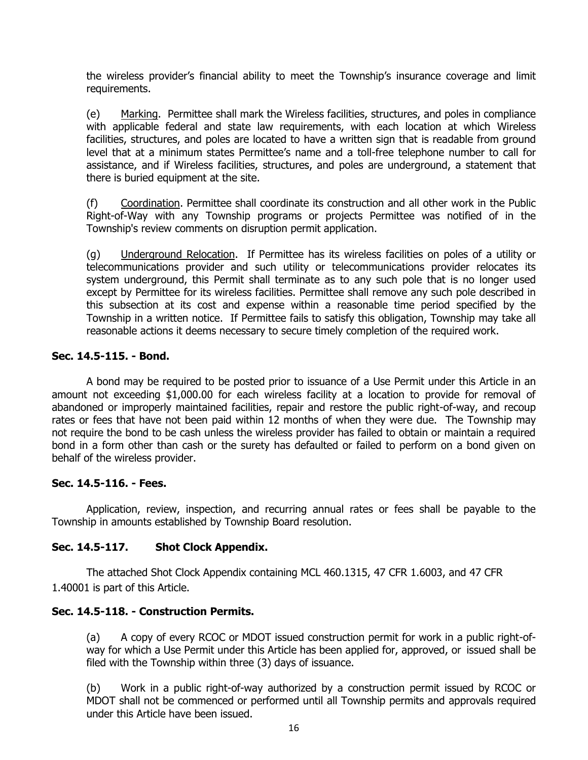the wireless provider's financial ability to meet the Township's insurance coverage and limit requirements.

(e) Marking. Permittee shall mark the Wireless facilities, structures, and poles in compliance with applicable federal and state law requirements, with each location at which Wireless facilities, structures, and poles are located to have a written sign that is readable from ground level that at a minimum states Permittee's name and a toll-free telephone number to call for assistance, and if Wireless facilities, structures, and poles are underground, a statement that there is buried equipment at the site.

(f) Coordination. Permittee shall coordinate its construction and all other work in the Public Right-of-Way with any Township programs or projects Permittee was notified of in the Township's review comments on disruption permit application.

(g) Underground Relocation. If Permittee has its wireless facilities on poles of a utility or telecommunications provider and such utility or telecommunications provider relocates its system underground, this Permit shall terminate as to any such pole that is no longer used except by Permittee for its wireless facilities. Permittee shall remove any such pole described in this subsection at its cost and expense within a reasonable time period specified by the Township in a written notice. If Permittee fails to satisfy this obligation, Township may take all reasonable actions it deems necessary to secure timely completion of the required work.

**Sec. 14.5-115. - Bond.**

A bond may be required to be posted prior to issuance of a Use Permit under this Article in an amount not exceeding $1,000.00 for each wireless facility at a location to provide for removal of abandoned or improperly maintained facilities, repair and restore the public right-of-way, and recoup rates or fees that have not been paid within 12 months of when they were due. The Township may not require the bond to be cash unless the wireless provider has failed to obtain or maintain a required bond in a form other than cash or the surety has defaulted or failed to perform on a bond given on behalf of the wireless provider.

**Sec. 14.5-116. - Fees.**

Application, review, inspection, and recurring annual rates or fees shall be payable to the Township in amounts established by Township Board resolution.

**Sec. 14.5-117. Shot Clock Appendix.**

The attached Shot Clock Appendix containing MCL 460.1315, 47 CFR 1.6003, and 47 CFR 1.40001 is part of this Article.

**Sec. 14.5-118. - Construction Permits.**

(a) A copy of every RCOC or MDOT issued construction permit for work in a public right-of-way for which a Use Permit under this Article has been applied for, approved, or issued shall be filed with the Township within three (3) days of issuance.

(b) Work in a public right-of-way authorized by a construction permit issued by RCOC or MDOT shall not be commenced or performed until all Township permits and approvals required under this Article have been issued.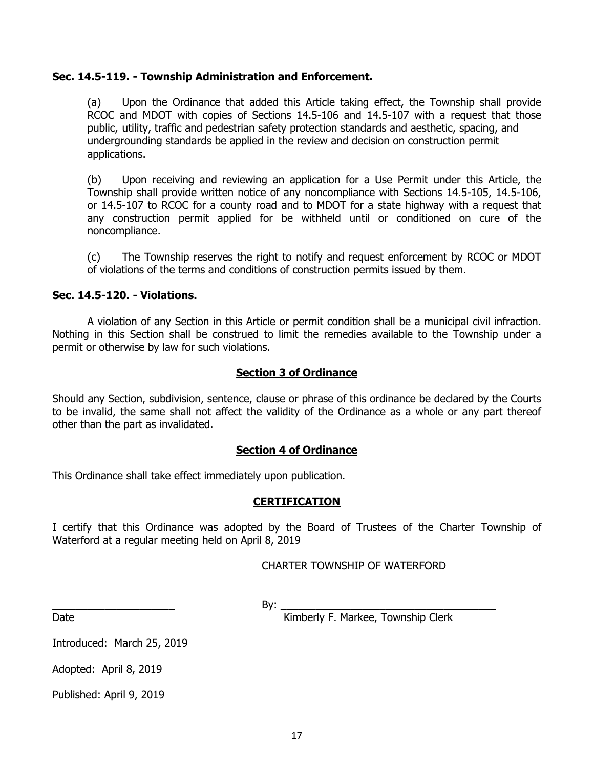**Sec. 14.5-119. - Township Administration and Enforcement.**

(a) Upon the Ordinance that added this Article taking effect, the Township shall provide RCOC and MDOT with copies of Sections 14.5-106 and 14.5-107 with a request that those public, utility, traffic and pedestrian safety protection standards and aesthetic, spacing, and undergrounding standards be applied in the review and decision on construction permit applications.

(b) Upon receiving and reviewing an application for a Use Permit under this Article, the Township shall provide written notice of any noncompliance with Sections 14.5-105, 14.5-106, or 14.5-107 to RCOC for a county road and to MDOT for a state highway with a request that any construction permit applied for be withheld until or conditioned on cure of the noncompliance.

(c) The Township reserves the right to notify and request enforcement by RCOC or MDOT of violations of the terms and conditions of construction permits issued by them.

**Sec. 14.5-120. - Violations.**

A violation of any Section in this Article or permit condition shall be a municipal civil infraction. Nothing in this Section shall be construed to limit the remedies available to the Township under a permit or otherwise by law for such violations.

**Section 3 of Ordinance**

Should any Section, subdivision, sentence, clause or phrase of this ordinance be declared by the Courts to be invalid, the same shall not affect the validity of the Ordinance as a whole or any part thereof other than the part as invalidated.

**Section 4 of Ordinance**

This Ordinance shall take effect immediately upon publication.

**CERTIFICATION**

I certify that this Ordinance was adopted by the Board of Trustees of the Charter Township of Waterford at a regular meeting held on April 8, 2019

CHARTER TOWNSHIP OF WATERFORD

_____________________ By: _____________________________________

Date Kimberly F. Markee, Township Clerk

Introduced: March 25, 2019

Adopted: April 8, 2019

Published: April 9, 2019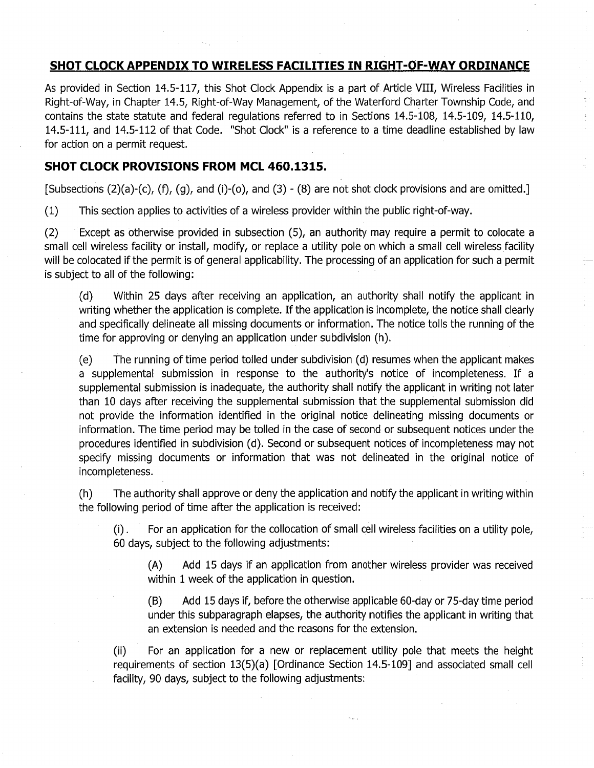## SHOT CLOCK APPENDIX TO WIRELESS FACILITIES IN RIGHT-OF-WAY ORDINANCE

As provided in Section 14.5-117, this Shot Clock Appendix is a part of Article VIII, Wireless Facilities in Right-of-Way, in Chapter 14.5, Right-of-Way Management, of the Waterford Charter Township Code, and contains the state statute and federal regulations referred to in Sections 14.5-108, 14.5-109, 14.5-110, 14.5-111, and 14.5-112 of that Code. "Shot Clock" is a reference to a time deadline established by law for action on a permit request.

## SHOT CLOCK PROVISIONS FROM MCL 460.1315.

[Subsections (2)(a)-(c), (f), (g), and (i)-(o), and (3) - (8) are not shot clock provisions and are omitted.]

(1) This section applies to activities of a wireless provider within the public right-of-way.

(2) Except as otherwise provided in subsection (5), an authority may require a permit to colocate a small cell wireless facility or install, modify, or replace a utility pole on which a small cell wireless facility will be colocated if the permit is of general applicability. The processing of an application for such a permit is subject to all of the following:

> (d) Within 25 days after receiving an application, an authority shall notify the applicant in writing whether the application is complete. If the application is incomplete, the notice shall clearly and specifically delineate all missing documents or information. The notice tolls the running of the time for approving or denying an application under subdivision (h).
>
> (e) The running of time period tolled under subdivision (d) resumes when the applicant makes a supplemental submission in response to the authority's notice of incompleteness. If a supplemental submission is inadequate, the authority shall notify the applicant in writing not later than 10 days after receiving the supplemental submission that the supplemental submission did not provide the information identified in the original notice delineating missing documents or information. The time period may be tolled in the case of second or subsequent notices under the procedures identified in subdivision (d). Second or subsequent notices of incompleteness may not specify missing documents or information that was not delineated in the original notice of incompleteness.
>
> (h) The authority shall approve or deny the application and notify the applicant in writing within the following period of time after the application is received:
>
> > (i). For an application for the collocation of small cell wireless facilities on a utility pole, 60 days, subject to the following adjustments:
> >
> > > (A) Add 15 days if an application from another wireless provider was received within 1 week of the application in question.
> > >
> > > (B) Add 15 days if, before the otherwise applicable 60-day or 75-day time period under this subparagraph elapses, the authority notifies the applicant in writing that an extension is needed and the reasons for the extension.
> >
> > (ii) For an application for a new or replacement utility pole that meets the height requirements of section 13(5)(a) [Ordinance Section 14.5-109] and associated small cell facility, 90 days, subject to the following adjustments: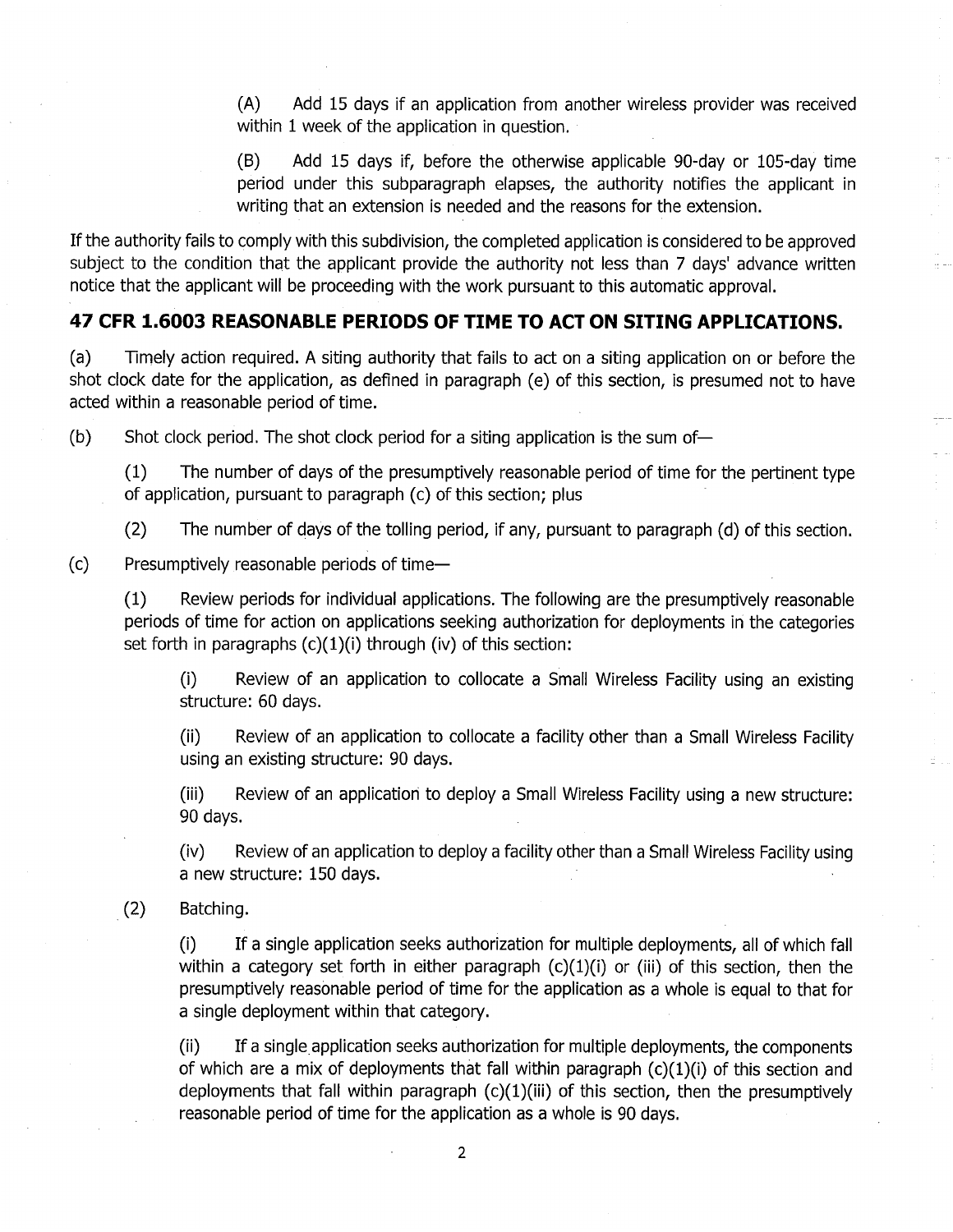(A) Add 15 days if an application from another wireless provider was received within 1 week of the application in question.

(B) Add 15 days if, before the otherwise applicable 90-day or 105-day time period under this subparagraph elapses, the authority notifies the applicant in writing that an extension is needed and the reasons for the extension.

If the authority fails to comply with this subdivision, the completed application is considered to be approved subject to the condition that the applicant provide the authority not less than 7 days' advance written notice that the applicant will be proceeding with the work pursuant to this automatic approval.

## 47 CFR 1.6003 REASONABLE PERIODS OF TIME TO ACT ON SITING APPLICATIONS.

(a) Timely action required. A siting authority that fails to act on a siting application on or before the shot clock date for the application, as defined in paragraph (e) of this section, is presumed not to have acted within a reasonable period of time.

(b) Shot clock period. The shot clock period for a siting application is the sum of—

(1) The number of days of the presumptively reasonable period of time for the pertinent type of application, pursuant to paragraph (c) of this section; plus

(2) The number of days of the tolling period, if any, pursuant to paragraph (d) of this section.

(c) Presumptively reasonable periods of time—

(1) Review periods for individual applications. The following are the presumptively reasonable periods of time for action on applications seeking authorization for deployments in the categories set forth in paragraphs (c)(1)(i) through (iv) of this section:

(i) Review of an application to collocate a Small Wireless Facility using an existing structure: 60 days.

(ii) Review of an application to collocate a facility other than a Small Wireless Facility using an existing structure: 90 days.

(iii) Review of an application to deploy a Small Wireless Facility using a new structure: 90 days.

(iv) Review of an application to deploy a facility other than a Small Wireless Facility using a new structure: 150 days.

(2) Batching.

(i) If a single application seeks authorization for multiple deployments, all of which fall within a category set forth in either paragraph (c)(1)(i) or (iii) of this section, then the presumptively reasonable period of time for the application as a whole is equal to that for a single deployment within that category.

(ii) If a single application seeks authorization for multiple deployments, the components of which are a mix of deployments that fall within paragraph (c)(1)(i) of this section and deployments that fall within paragraph (c)(1)(iii) of this section, then the presumptively reasonable period of time for the application as a whole is 90 days.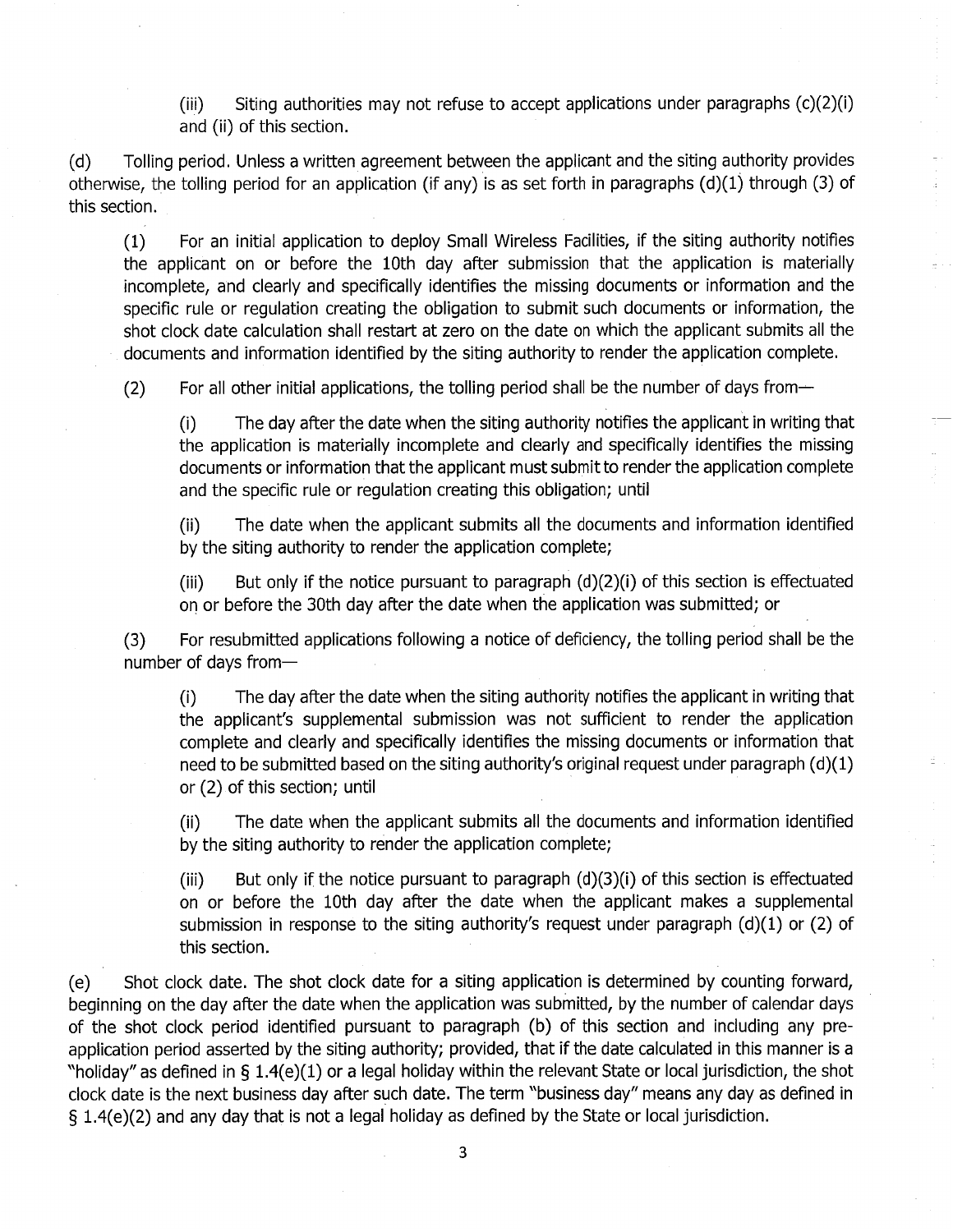(iii) Siting authorities may not refuse to accept applications under paragraphs (c)(2)(i) and (ii) of this section.

(d) Tolling period. Unless a written agreement between the applicant and the siting authority provides otherwise, the tolling period for an application (if any) is as set forth in paragraphs (d)(1) through (3) of this section.

(1) For an initial application to deploy Small Wireless Facilities, if the siting authority notifies the applicant on or before the 10th day after submission that the application is materially incomplete, and clearly and specifically identifies the missing documents or information and the specific rule or regulation creating the obligation to submit such documents or information, the shot clock date calculation shall restart at zero on the date on which the applicant submits all the documents and information identified by the siting authority to render the application complete.

(2) For all other initial applications, the tolling period shall be the number of days from—

(i) The day after the date when the siting authority notifies the applicant in writing that the application is materially incomplete and clearly and specifically identifies the missing documents or information that the applicant must submit to render the application complete and the specific rule or regulation creating this obligation; until

(ii) The date when the applicant submits all the documents and information identified by the siting authority to render the application complete;

(iii) But only if the notice pursuant to paragraph (d)(2)(i) of this section is effectuated on or before the 30th day after the date when the application was submitted; or

(3) For resubmitted applications following a notice of deficiency, the tolling period shall be the number of days from—

(i) The day after the date when the siting authority notifies the applicant in writing that the applicant's supplemental submission was not sufficient to render the application complete and clearly and specifically identifies the missing documents or information that need to be submitted based on the siting authority's original request under paragraph (d)(1) or (2) of this section; until

(ii) The date when the applicant submits all the documents and information identified by the siting authority to render the application complete;

(iii) But only if the notice pursuant to paragraph (d)(3)(i) of this section is effectuated on or before the 10th day after the date when the applicant makes a supplemental submission in response to the siting authority's request under paragraph (d)(1) or (2) of this section.

(e) Shot clock date. The shot clock date for a siting application is determined by counting forward, beginning on the day after the date when the application was submitted, by the number of calendar days of the shot clock period identified pursuant to paragraph (b) of this section and including any pre-application period asserted by the siting authority; provided, that if the date calculated in this manner is a "holiday" as defined in § 1.4(e)(1) or a legal holiday within the relevant State or local jurisdiction, the shot clock date is the next business day after such date. The term "business day" means any day as defined in § 1.4(e)(2) and any day that is not a legal holiday as defined by the State or local jurisdiction.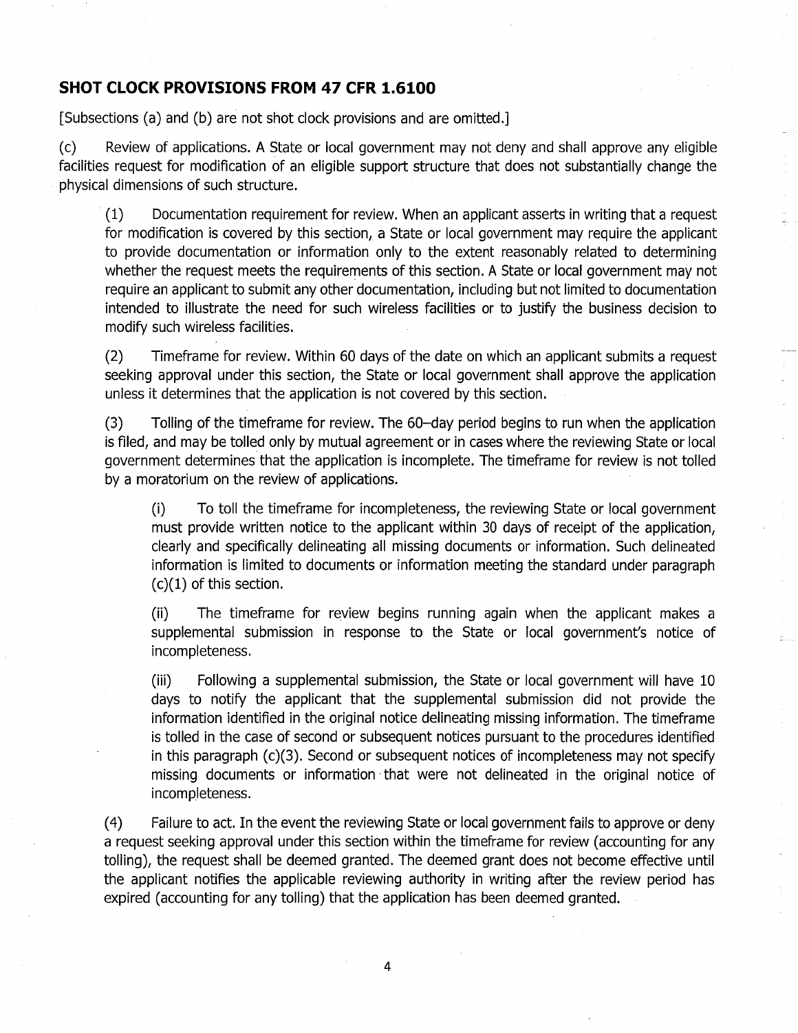## SHOT CLOCK PROVISIONS FROM 47 CFR 1.6100

[Subsections (a) and (b) are not shot clock provisions and are omitted.]

(c) Review of applications. A State or local government may not deny and shall approve any eligible facilities request for modification of an eligible support structure that does not substantially change the physical dimensions of such structure.

(1) Documentation requirement for review. When an applicant asserts in writing that a request for modification is covered by this section, a State or local government may require the applicant to provide documentation or information only to the extent reasonably related to determining whether the request meets the requirements of this section. A State or local government may not require an applicant to submit any other documentation, including but not limited to documentation intended to illustrate the need for such wireless facilities or to justify the business decision to modify such wireless facilities.

(2) Timeframe for review. Within 60 days of the date on which an applicant submits a request seeking approval under this section, the State or local government shall approve the application unless it determines that the application is not covered by this section.

(3) Tolling of the timeframe for review. The 60–day period begins to run when the application is filed, and may be tolled only by mutual agreement or in cases where the reviewing State or local government determines that the application is incomplete. The timeframe for review is not tolled by a moratorium on the review of applications.

(i) To toll the timeframe for incompleteness, the reviewing State or local government must provide written notice to the applicant within 30 days of receipt of the application, clearly and specifically delineating all missing documents or information. Such delineated information is limited to documents or information meeting the standard under paragraph (c)(1) of this section.

(ii) The timeframe for review begins running again when the applicant makes a supplemental submission in response to the State or local government's notice of incompleteness.

(iii) Following a supplemental submission, the State or local government will have 10 days to notify the applicant that the supplemental submission did not provide the information identified in the original notice delineating missing information. The timeframe is tolled in the case of second or subsequent notices pursuant to the procedures identified in this paragraph (c)(3). Second or subsequent notices of incompleteness may not specify missing documents or information that were not delineated in the original notice of incompleteness.

(4) Failure to act. In the event the reviewing State or local government fails to approve or deny a request seeking approval under this section within the timeframe for review (accounting for any tolling), the request shall be deemed granted. The deemed grant does not become effective until the applicant notifies the applicable reviewing authority in writing after the review period has expired (accounting for any tolling) that the application has been deemed granted.